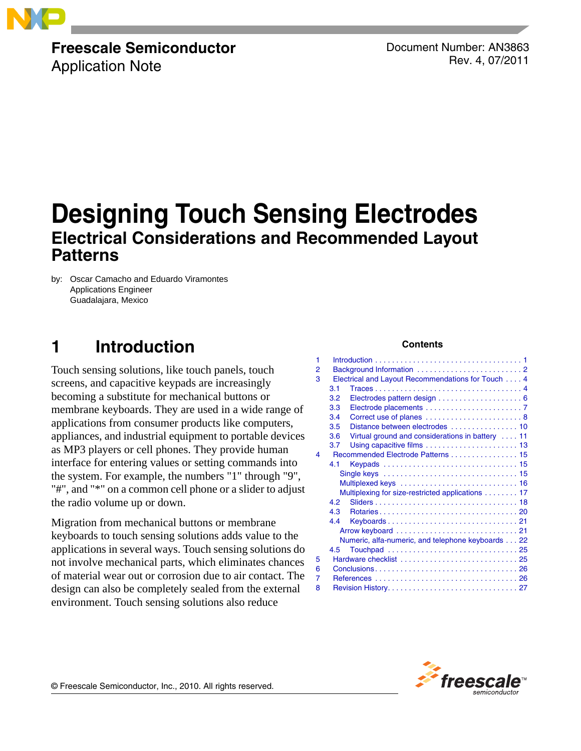**Freescale Semiconductor**
Application Note

Document Number: AN3863
Rev. 4, 07/2011

# Designing Touch Sensing Electrodes

## Electrical Considerations and Recommended Layout Patterns

by: Oscar Camacho and Eduardo Viramontes
Applications Engineer
Guadalajara, Mexico

**Contents**

1 Introduction . . . . . 1
2 Background Information . . . . . 2
3 Electrical and Layout Recommendations for Touch . . . . 4
  3.1 Traces . . . . . 4
  3.2 Electrodes pattern design . . . . . 6
  3.3 Electrode placements . . . . . 7
  3.4 Correct use of planes . . . . . 8
  3.5 Distance between electrodes . . . . . 10
  3.6 Virtual ground and considerations in battery . . . . 11
  3.7 Using capacitive films . . . . . 13
4 Recommended Electrode Patterns . . . . . 15
  4.1 Keypads . . . . . 15
    Single keys . . . . . 15
    Multiplexed keys . . . . . 16
    Multiplexing for size-restricted applications . . . . . 17
  4.2 Sliders . . . . . 18
  4.3 Rotaries . . . . . 20
  4.4 Keyboards . . . . . 21
    Arrow keyboard . . . . . 21
    Numeric, alfa-numeric, and telephone keyboards . . . 22
  4.5 Touchpad . . . . . 25
5 Hardware checklist . . . . . 25
6 Conclusions . . . . . 26
7 References . . . . . 26
8 Revision History . . . . . 27

# 1 Introduction

Touch sensing solutions, like touch panels, touch screens, and capacitive keypads are increasingly becoming a substitute for mechanical buttons or membrane keyboards. They are used in a wide range of applications from consumer products like computers, appliances, and industrial equipment to portable devices as MP3 players or cell phones. They provide human interface for entering values or setting commands into the system. For example, the numbers "1" through "9", "#", and "*" on a common cell phone or a slider to adjust the radio volume up or down.

Migration from mechanical buttons or membrane keyboards to touch sensing solutions adds value to the applications in several ways. Touch sensing solutions do not involve mechanical parts, which eliminates chances of material wear out or corrosion due to air contact. The design can also be completely sealed from the external environment. Touch sensing solutions also reduce

© Freescale Semiconductor, Inc., 2010. All rights reserved.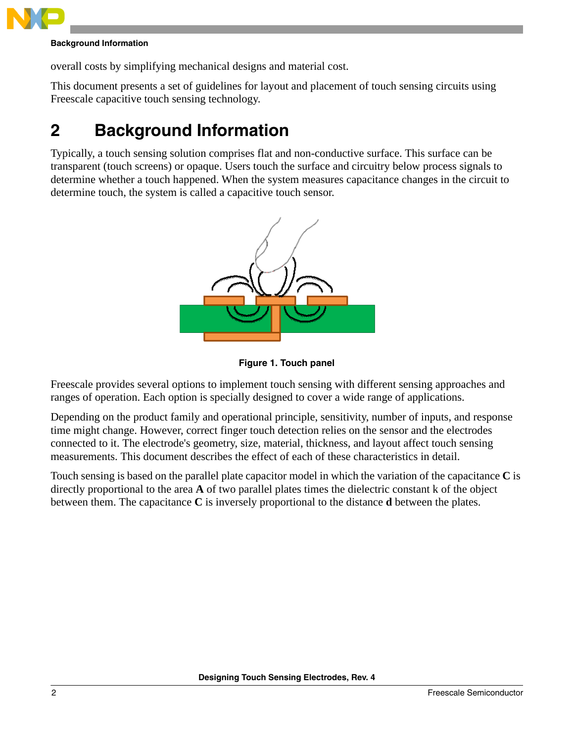overall costs by simplifying mechanical designs and material cost.

This document presents a set of guidelines for layout and placement of touch sensing circuits using Freescale capacitive touch sensing technology.

# 2 Background Information

Typically, a touch sensing solution comprises flat and non-conductive surface. This surface can be transparent (touch screens) or opaque. Users touch the surface and circuitry below process signals to determine whether a touch happened. When the system measures capacitance changes in the circuit to determine touch, the system is called a capacitive touch sensor.

**Figure 1. Touch panel**

Freescale provides several options to implement touch sensing with different sensing approaches and ranges of operation. Each option is specially designed to cover a wide range of applications.

Depending on the product family and operational principle, sensitivity, number of inputs, and response time might change. However, correct finger touch detection relies on the sensor and the electrodes connected to it. The electrode's geometry, size, material, thickness, and layout affect touch sensing measurements. This document describes the effect of each of these characteristics in detail.

Touch sensing is based on the parallel plate capacitor model in which the variation of the capacitance **C** is directly proportional to the area **A** of two parallel plates times the dielectric constant k of the object between them. The capacitance **C** is inversely proportional to the distance **d** between the plates.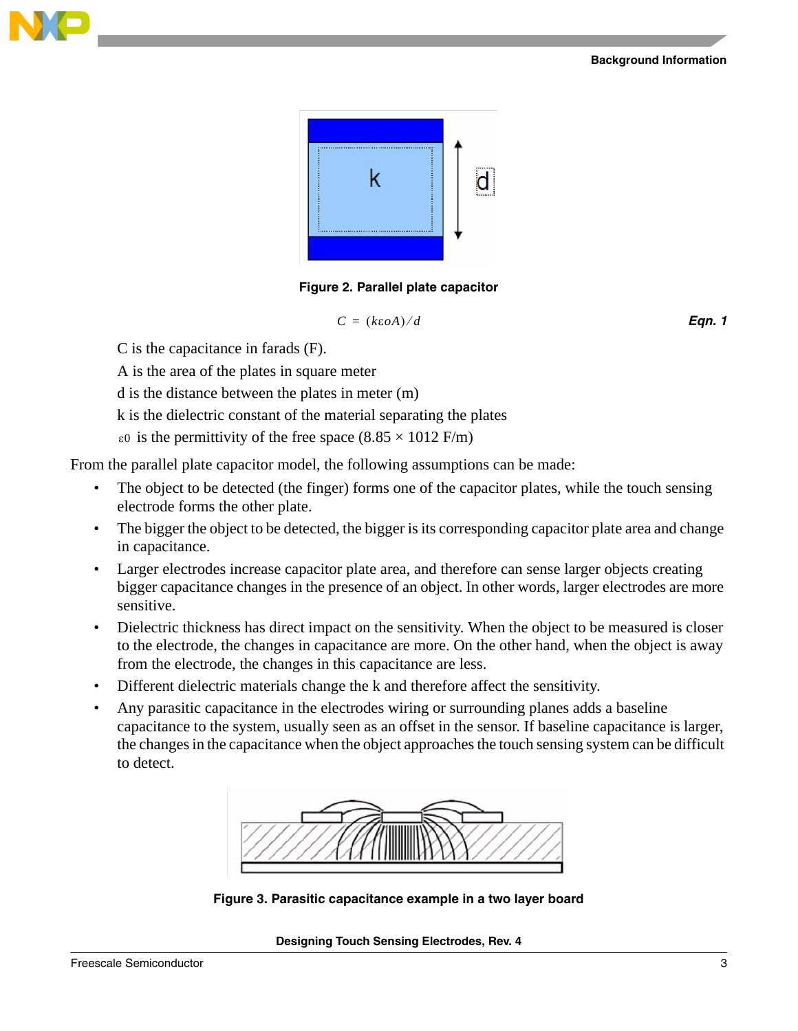Figure 2. Parallel plate capacitor

$$C = (k\varepsilon o A)/d \qquad \textbf{Eqn. 1}$$

C is the capacitance in farads (F).

A is the area of the plates in square meter

d is the distance between the plates in meter (m)

k is the dielectric constant of the material separating the plates

$\varepsilon 0$ is the permittivity of the free space (8.85 × 1012 F/m)

From the parallel plate capacitor model, the following assumptions can be made:

- The object to be detected (the finger) forms one of the capacitor plates, while the touch sensing electrode forms the other plate.
- The bigger the object to be detected, the bigger is its corresponding capacitor plate area and change in capacitance.
- Larger electrodes increase capacitor plate area, and therefore can sense larger objects creating bigger capacitance changes in the presence of an object. In other words, larger electrodes are more sensitive.
- Dielectric thickness has direct impact on the sensitivity. When the object to be measured is closer to the electrode, the changes in capacitance are more. On the other hand, when the object is away from the electrode, the changes in this capacitance are less.
- Different dielectric materials change the k and therefore affect the sensitivity.
- Any parasitic capacitance in the electrodes wiring or surrounding planes adds a baseline capacitance to the system, usually seen as an offset in the sensor. If baseline capacitance is larger, the changes in the capacitance when the object approaches the touch sensing system can be difficult to detect.

Figure 3. Parasitic capacitance example in a two layer board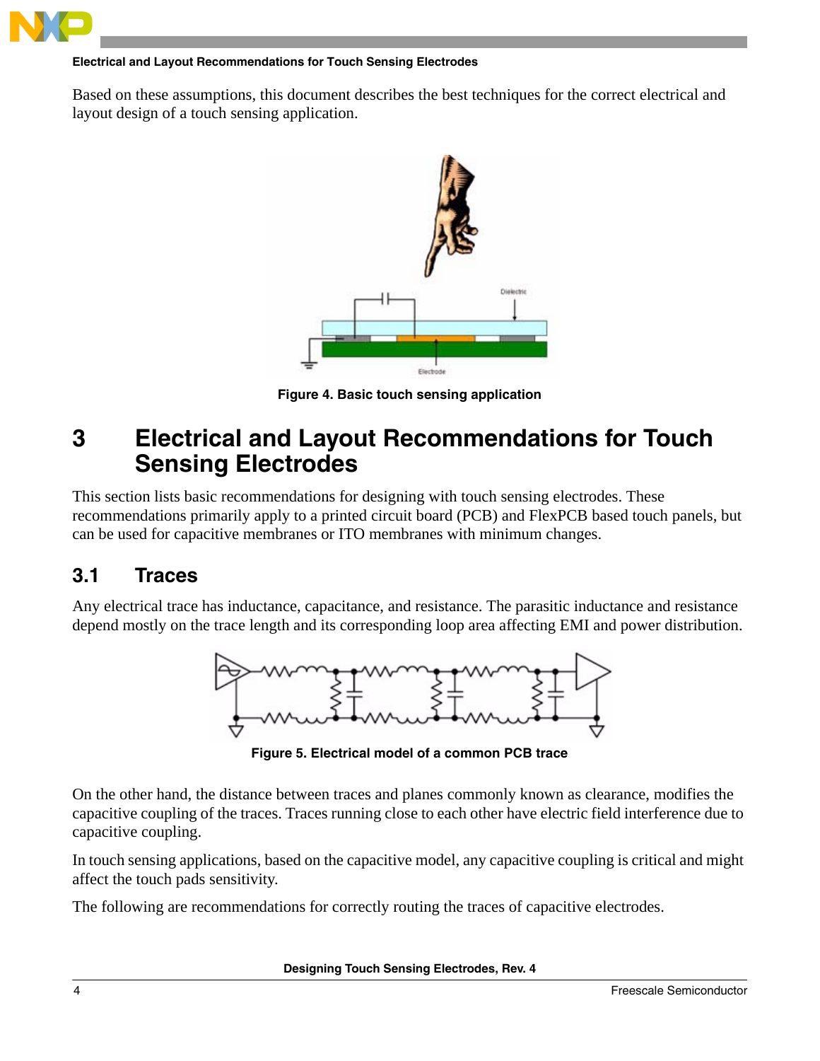Based on these assumptions, this document describes the best techniques for the correct electrical and layout design of a touch sensing application.

**Figure 4. Basic touch sensing application**

# 3 Electrical and Layout Recommendations for Touch Sensing Electrodes

This section lists basic recommendations for designing with touch sensing electrodes. These recommendations primarily apply to a printed circuit board (PCB) and FlexPCB based touch panels, but can be used for capacitive membranes or ITO membranes with minimum changes.

## 3.1 Traces

Any electrical trace has inductance, capacitance, and resistance. The parasitic inductance and resistance depend mostly on the trace length and its corresponding loop area affecting EMI and power distribution.

**Figure 5. Electrical model of a common PCB trace**

On the other hand, the distance between traces and planes commonly known as clearance, modifies the capacitive coupling of the traces. Traces running close to each other have electric field interference due to capacitive coupling.

In touch sensing applications, based on the capacitive model, any capacitive coupling is critical and might affect the touch pads sensitivity.

The following are recommendations for correctly routing the traces of capacitive electrodes.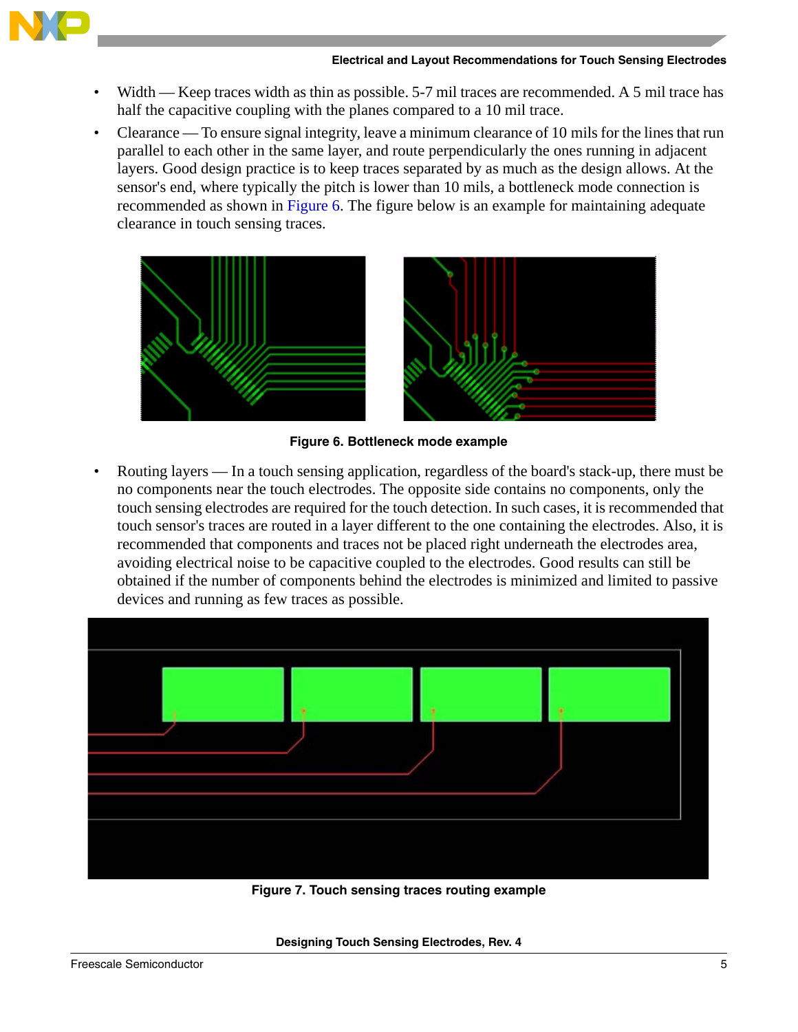- Width — Keep traces width as thin as possible. 5-7 mil traces are recommended. A 5 mil trace has half the capacitive coupling with the planes compared to a 10 mil trace.
- Clearance — To ensure signal integrity, leave a minimum clearance of 10 mils for the lines that run parallel to each other in the same layer, and route perpendicularly the ones running in adjacent layers. Good design practice is to keep traces separated by as much as the design allows. At the sensor's end, where typically the pitch is lower than 10 mils, a bottleneck mode connection is recommended as shown in Figure 6. The figure below is an example for maintaining adequate clearance in touch sensing traces.

**Figure 6. Bottleneck mode example**

- Routing layers — In a touch sensing application, regardless of the board's stack-up, there must be no components near the touch electrodes. The opposite side contains no components, only the touch sensing electrodes are required for the touch detection. In such cases, it is recommended that touch sensor's traces are routed in a layer different to the one containing the electrodes. Also, it is recommended that components and traces not be placed right underneath the electrodes area, avoiding electrical noise to be capacitive coupled to the electrodes. Good results can still be obtained if the number of components behind the electrodes is minimized and limited to passive devices and running as few traces as possible.

**Figure 7. Touch sensing traces routing example**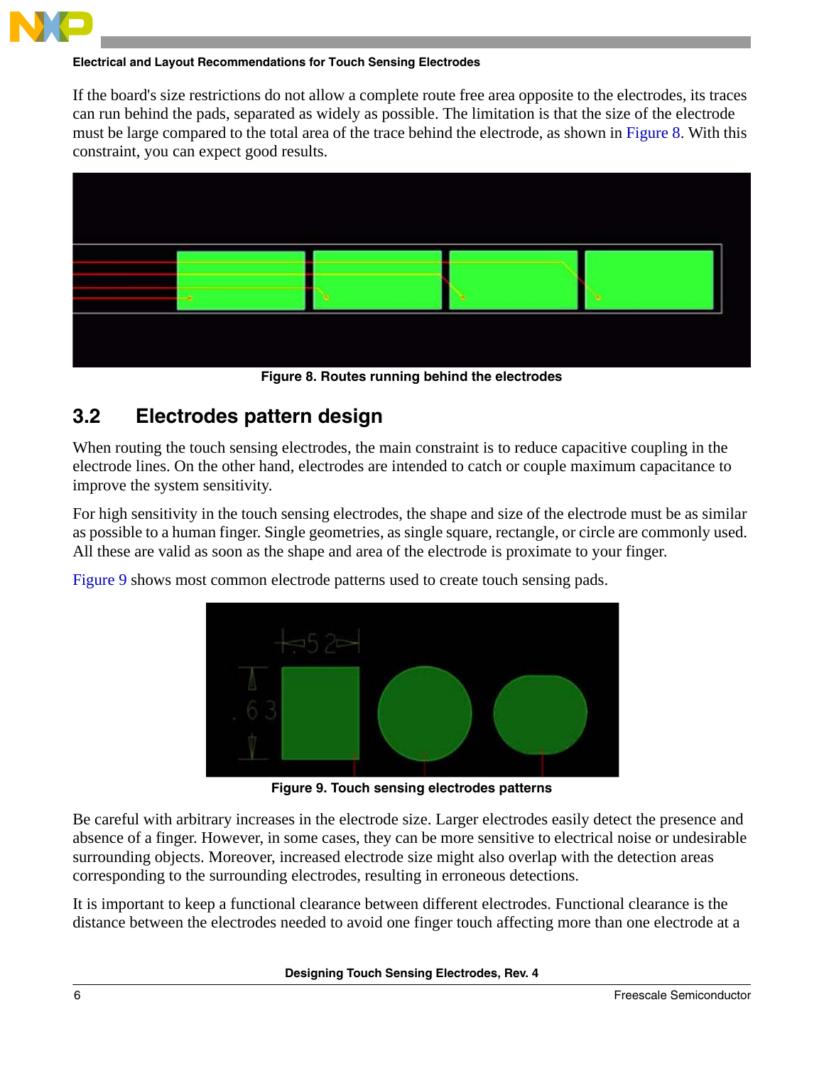If the board's size restrictions do not allow a complete route free area opposite to the electrodes, its traces can run behind the pads, separated as widely as possible. The limitation is that the size of the electrode must be large compared to the total area of the trace behind the electrode, as shown in Figure 8. With this constraint, you can expect good results.

**Figure 8. Routes running behind the electrodes**

## 3.2 Electrodes pattern design

When routing the touch sensing electrodes, the main constraint is to reduce capacitive coupling in the electrode lines. On the other hand, electrodes are intended to catch or couple maximum capacitance to improve the system sensitivity.

For high sensitivity in the touch sensing electrodes, the shape and size of the electrode must be as similar as possible to a human finger. Single geometries, as single square, rectangle, or circle are commonly used. All these are valid as soon as the shape and area of the electrode is proximate to your finger.

Figure 9 shows most common electrode patterns used to create touch sensing pads.

**Figure 9. Touch sensing electrodes patterns**

Be careful with arbitrary increases in the electrode size. Larger electrodes easily detect the presence and absence of a finger. However, in some cases, they can be more sensitive to electrical noise or undesirable surrounding objects. Moreover, increased electrode size might also overlap with the detection areas corresponding to the surrounding electrodes, resulting in erroneous detections.

It is important to keep a functional clearance between different electrodes. Functional clearance is the distance between the electrodes needed to avoid one finger touch affecting more than one electrode at a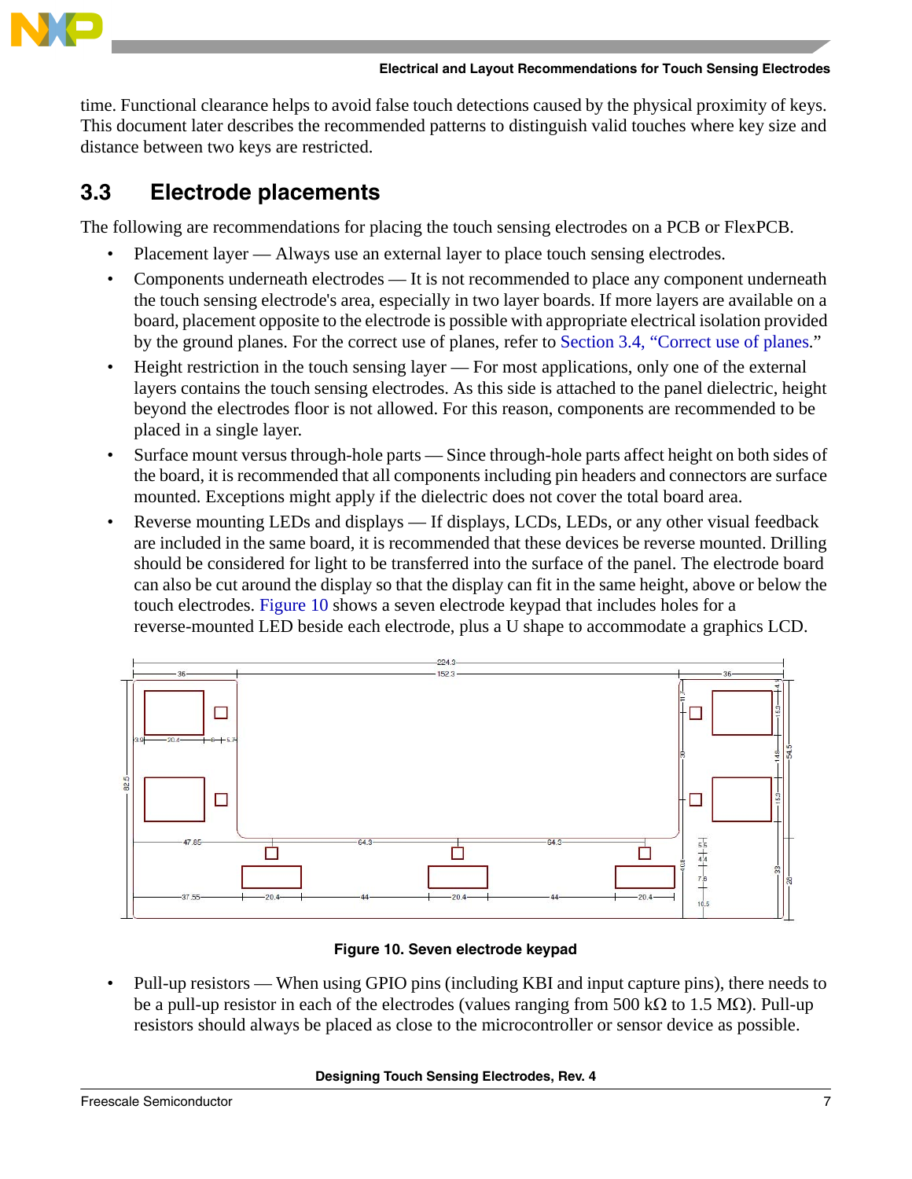time. Functional clearance helps to avoid false touch detections caused by the physical proximity of keys. This document later describes the recommended patterns to distinguish valid touches where key size and distance between two keys are restricted.

## 3.3 Electrode placements

The following are recommendations for placing the touch sensing electrodes on a PCB or FlexPCB.

- Placement layer — Always use an external layer to place touch sensing electrodes.
- Components underneath electrodes — It is not recommended to place any component underneath the touch sensing electrode's area, especially in two layer boards. If more layers are available on a board, placement opposite to the electrode is possible with appropriate electrical isolation provided by the ground planes. For the correct use of planes, refer to Section 3.4, "Correct use of planes."
- Height restriction in the touch sensing layer — For most applications, only one of the external layers contains the touch sensing electrodes. As this side is attached to the panel dielectric, height beyond the electrodes floor is not allowed. For this reason, components are recommended to be placed in a single layer.
- Surface mount versus through-hole parts — Since through-hole parts affect height on both sides of the board, it is recommended that all components including pin headers and connectors are surface mounted. Exceptions might apply if the dielectric does not cover the total board area.
- Reverse mounting LEDs and displays — If displays, LCDs, LEDs, or any other visual feedback are included in the same board, it is recommended that these devices be reverse mounted. Drilling should be considered for light to be transferred into the surface of the panel. The electrode board can also be cut around the display so that the display can fit in the same height, above or below the touch electrodes. Figure 10 shows a seven electrode keypad that includes holes for a reverse-mounted LED beside each electrode, plus a U shape to accommodate a graphics LCD.

**Figure 10. Seven electrode keypad**

- Pull-up resistors — When using GPIO pins (including KBI and input capture pins), there needs to be a pull-up resistor in each of the electrodes (values ranging from 500 kΩ to 1.5 MΩ). Pull-up resistors should always be placed as close to the microcontroller or sensor device as possible.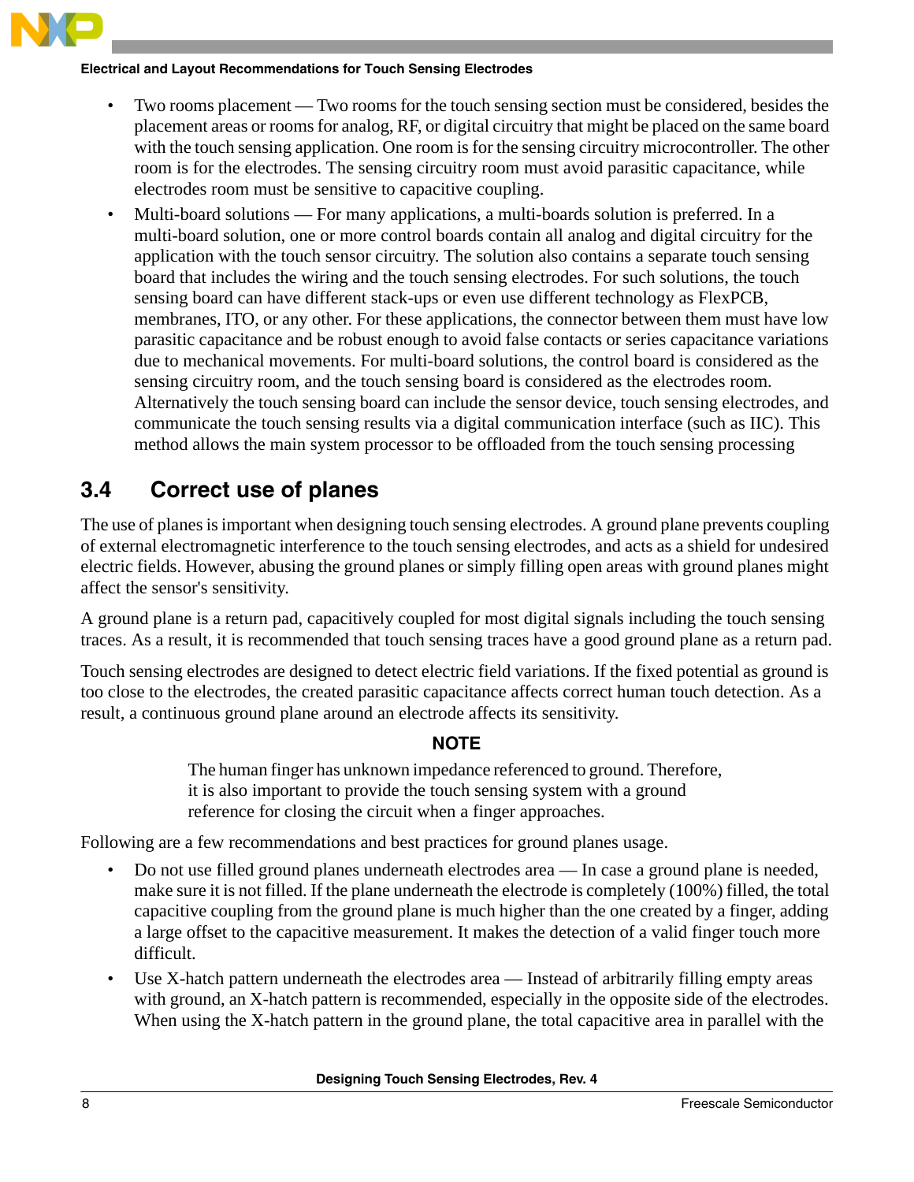- Two rooms placement — Two rooms for the touch sensing section must be considered, besides the placement areas or rooms for analog, RF, or digital circuitry that might be placed on the same board with the touch sensing application. One room is for the sensing circuitry microcontroller. The other room is for the electrodes. The sensing circuitry room must avoid parasitic capacitance, while electrodes room must be sensitive to capacitive coupling.
- Multi-board solutions — For many applications, a multi-boards solution is preferred. In a multi-board solution, one or more control boards contain all analog and digital circuitry for the application with the touch sensor circuitry. The solution also contains a separate touch sensing board that includes the wiring and the touch sensing electrodes. For such solutions, the touch sensing board can have different stack-ups or even use different technology as FlexPCB, membranes, ITO, or any other. For these applications, the connector between them must have low parasitic capacitance and be robust enough to avoid false contacts or series capacitance variations due to mechanical movements. For multi-board solutions, the control board is considered as the sensing circuitry room, and the touch sensing board is considered as the electrodes room. Alternatively the touch sensing board can include the sensor device, touch sensing electrodes, and communicate the touch sensing results via a digital communication interface (such as IIC). This method allows the main system processor to be offloaded from the touch sensing processing

## 3.4 Correct use of planes

The use of planes is important when designing touch sensing electrodes. A ground plane prevents coupling of external electromagnetic interference to the touch sensing electrodes, and acts as a shield for undesired electric fields. However, abusing the ground planes or simply filling open areas with ground planes might affect the sensor's sensitivity.

A ground plane is a return pad, capacitively coupled for most digital signals including the touch sensing traces. As a result, it is recommended that touch sensing traces have a good ground plane as a return pad.

Touch sensing electrodes are designed to detect electric field variations. If the fixed potential as ground is too close to the electrodes, the created parasitic capacitance affects correct human touch detection. As a result, a continuous ground plane around an electrode affects its sensitivity.

**NOTE**

The human finger has unknown impedance referenced to ground. Therefore, it is also important to provide the touch sensing system with a ground reference for closing the circuit when a finger approaches.

Following are a few recommendations and best practices for ground planes usage.

- Do not use filled ground planes underneath electrodes area — In case a ground plane is needed, make sure it is not filled. If the plane underneath the electrode is completely (100%) filled, the total capacitive coupling from the ground plane is much higher than the one created by a finger, adding a large offset to the capacitive measurement. It makes the detection of a valid finger touch more difficult.
- Use X-hatch pattern underneath the electrodes area — Instead of arbitrarily filling empty areas with ground, an X-hatch pattern is recommended, especially in the opposite side of the electrodes. When using the X-hatch pattern in the ground plane, the total capacitive area in parallel with the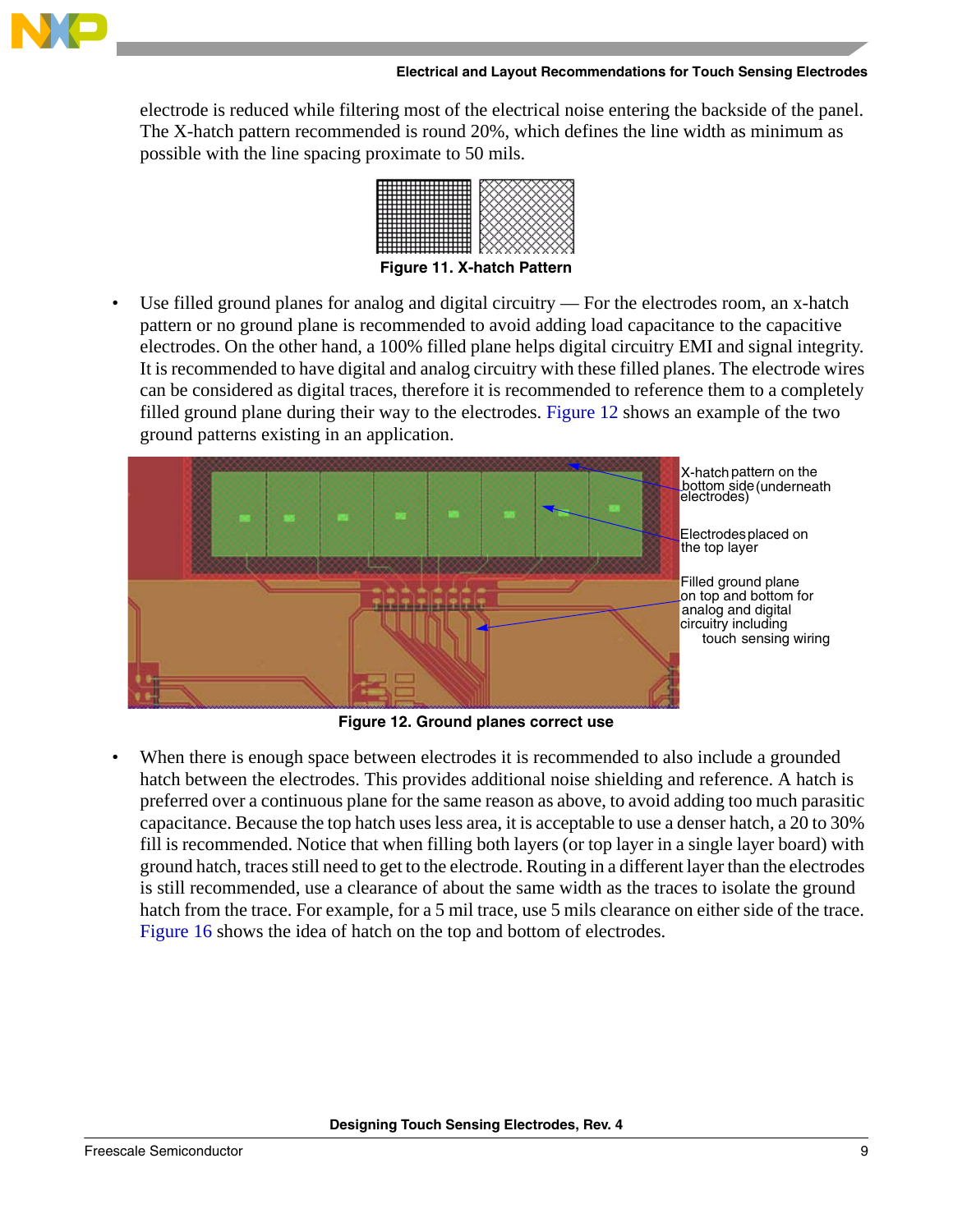electrode is reduced while filtering most of the electrical noise entering the backside of the panel. The X-hatch pattern recommended is round 20%, which defines the line width as minimum as possible with the line spacing proximate to 50 mils.

Figure 11. X-hatch Pattern

- Use filled ground planes for analog and digital circuitry — For the electrodes room, an x-hatch pattern or no ground plane is recommended to avoid adding load capacitance to the capacitive electrodes. On the other hand, a 100% filled plane helps digital circuitry EMI and signal integrity. It is recommended to have digital and analog circuitry with these filled planes. The electrode wires can be considered as digital traces, therefore it is recommended to reference them to a completely filled ground plane during their way to the electrodes. Figure 12 shows an example of the two ground patterns existing in an application.

X-hatch pattern on the bottom side (underneath electrodes)

Electrodes placed on the top layer

Filled ground plane on top and bottom for analog and digital circuitry including touch sensing wiring

Figure 12. Ground planes correct use

- When there is enough space between electrodes it is recommended to also include a grounded hatch between the electrodes. This provides additional noise shielding and reference. A hatch is preferred over a continuous plane for the same reason as above, to avoid adding too much parasitic capacitance. Because the top hatch uses less area, it is acceptable to use a denser hatch, a 20 to 30% fill is recommended. Notice that when filling both layers (or top layer in a single layer board) with ground hatch, traces still need to get to the electrode. Routing in a different layer than the electrodes is still recommended, use a clearance of about the same width as the traces to isolate the ground hatch from the trace. For example, for a 5 mil trace, use 5 mils clearance on either side of the trace. Figure 16 shows the idea of hatch on the top and bottom of electrodes.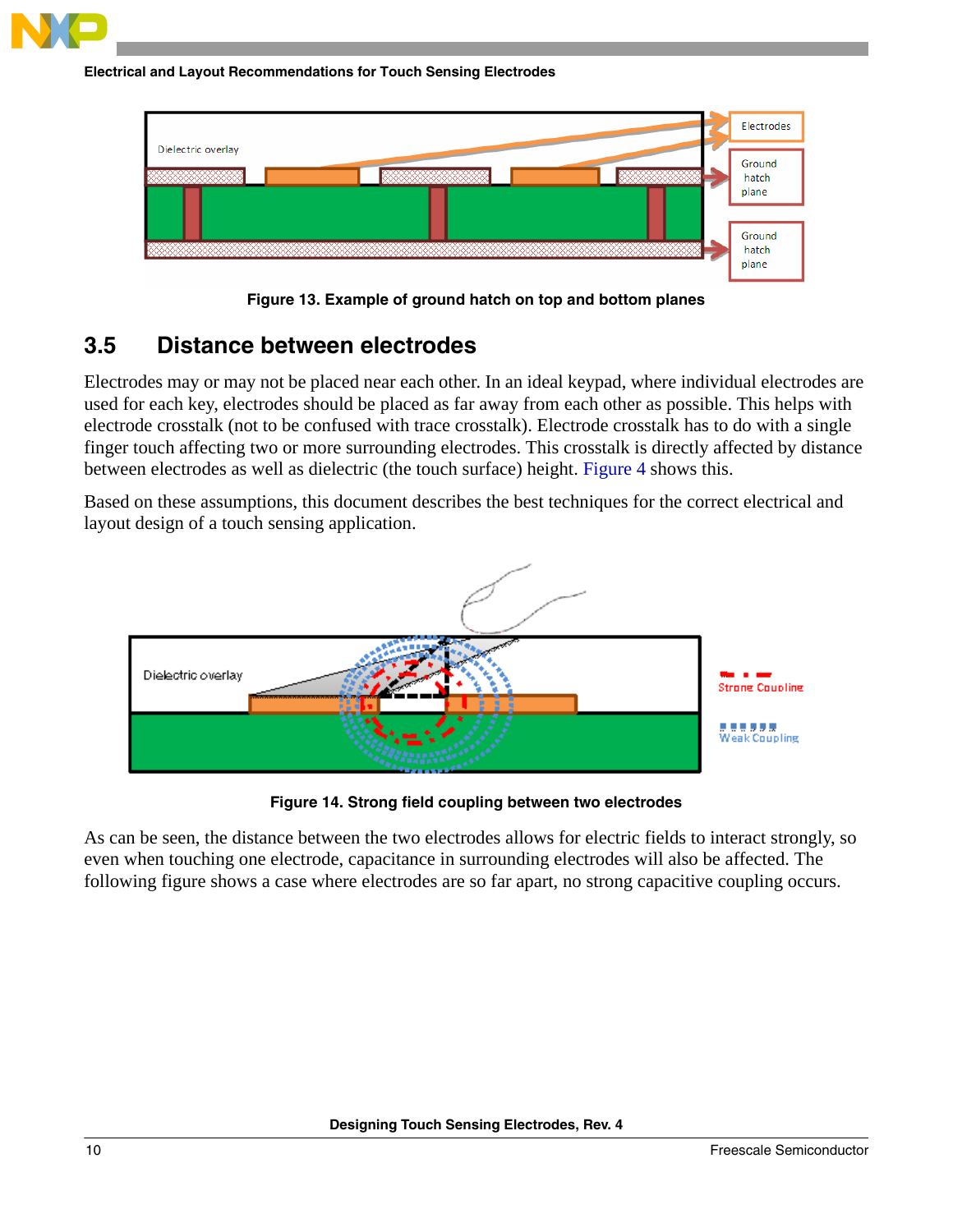Figure 13. Example of ground hatch on top and bottom planes

## 3.5 Distance between electrodes

Electrodes may or may not be placed near each other. In an ideal keypad, where individual electrodes are used for each key, electrodes should be placed as far away from each other as possible. This helps with electrode crosstalk (not to be confused with trace crosstalk). Electrode crosstalk has to do with a single finger touch affecting two or more surrounding electrodes. This crosstalk is directly affected by distance between electrodes as well as dielectric (the touch surface) height. Figure 4 shows this.

Based on these assumptions, this document describes the best techniques for the correct electrical and layout design of a touch sensing application.

Figure 14. Strong field coupling between two electrodes

As can be seen, the distance between the two electrodes allows for electric fields to interact strongly, so even when touching one electrode, capacitance in surrounding electrodes will also be affected. The following figure shows a case where electrodes are so far apart, no strong capacitive coupling occurs.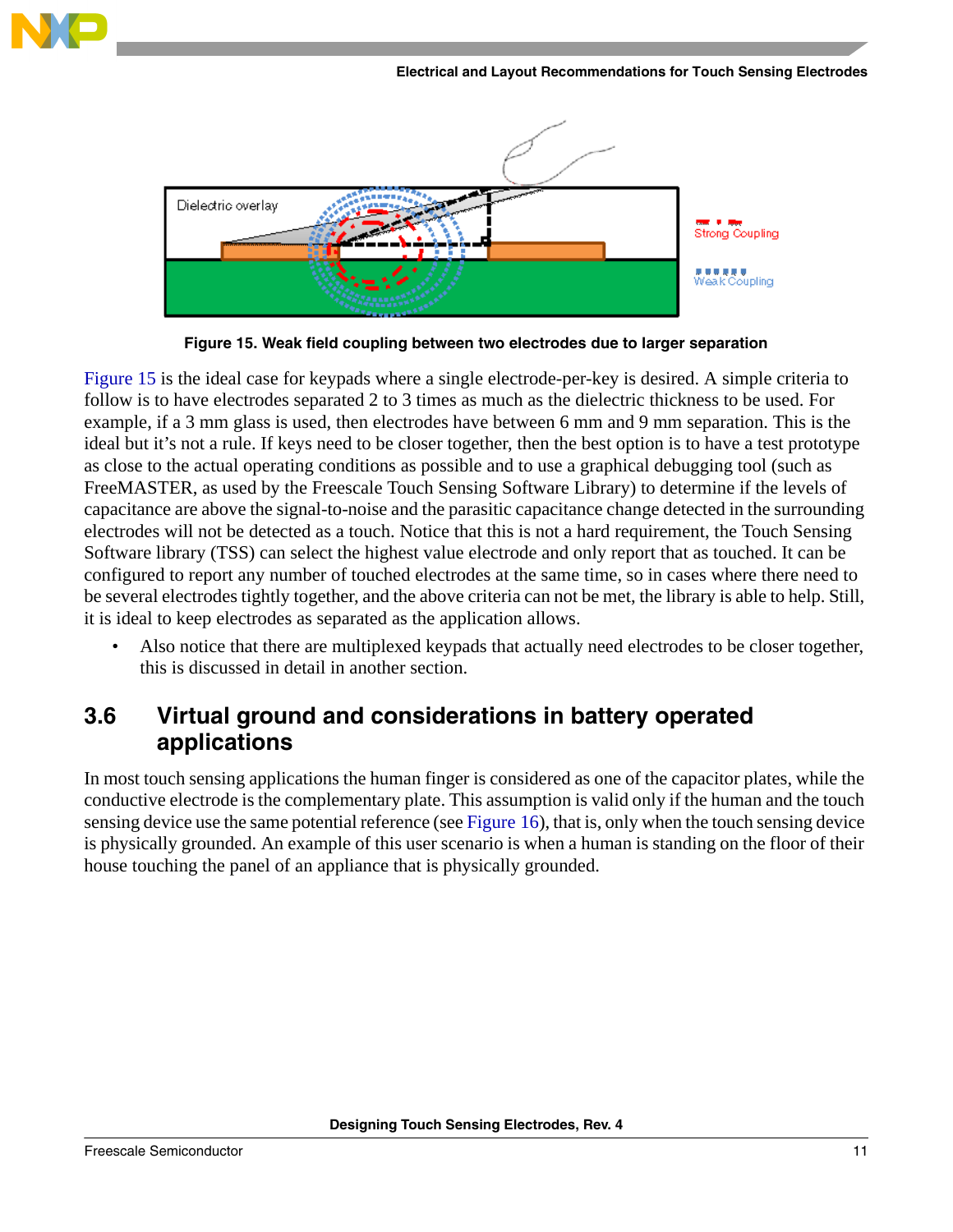Figure 15. Weak field coupling between two electrodes due to larger separation

Figure 15 is the ideal case for keypads where a single electrode-per-key is desired. A simple criteria to follow is to have electrodes separated 2 to 3 times as much as the dielectric thickness to be used. For example, if a 3 mm glass is used, then electrodes have between 6 mm and 9 mm separation. This is the ideal but it's not a rule. If keys need to be closer together, then the best option is to have a test prototype as close to the actual operating conditions as possible and to use a graphical debugging tool (such as FreeMASTER, as used by the Freescale Touch Sensing Software Library) to determine if the levels of capacitance are above the signal-to-noise and the parasitic capacitance change detected in the surrounding electrodes will not be detected as a touch. Notice that this is not a hard requirement, the Touch Sensing Software library (TSS) can select the highest value electrode and only report that as touched. It can be configured to report any number of touched electrodes at the same time, so in cases where there need to be several electrodes tightly together, and the above criteria can not be met, the library is able to help. Still, it is ideal to keep electrodes as separated as the application allows.

- Also notice that there are multiplexed keypads that actually need electrodes to be closer together, this is discussed in detail in another section.

## 3.6 Virtual ground and considerations in battery operated applications

In most touch sensing applications the human finger is considered as one of the capacitor plates, while the conductive electrode is the complementary plate. This assumption is valid only if the human and the touch sensing device use the same potential reference (see Figure 16), that is, only when the touch sensing device is physically grounded. An example of this user scenario is when a human is standing on the floor of their house touching the panel of an appliance that is physically grounded.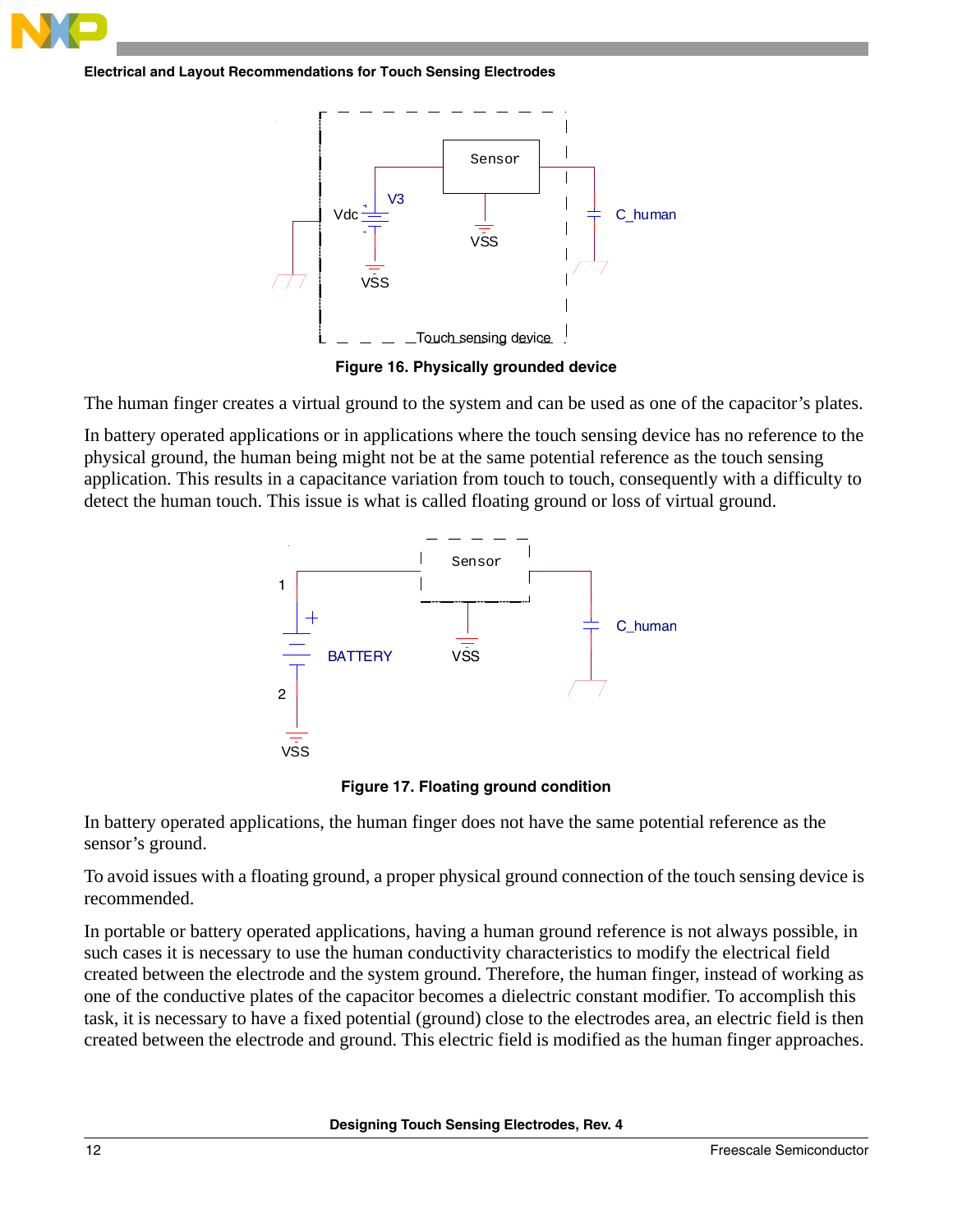Figure 16. Physically grounded device

The human finger creates a virtual ground to the system and can be used as one of the capacitor's plates.

In battery operated applications or in applications where the touch sensing device has no reference to the physical ground, the human being might not be at the same potential reference as the touch sensing application. This results in a capacitance variation from touch to touch, consequently with a difficulty to detect the human touch. This issue is what is called floating ground or loss of virtual ground.

Figure 17. Floating ground condition

In battery operated applications, the human finger does not have the same potential reference as the sensor's ground.

To avoid issues with a floating ground, a proper physical ground connection of the touch sensing device is recommended.

In portable or battery operated applications, having a human ground reference is not always possible, in such cases it is necessary to use the human conductivity characteristics to modify the electrical field created between the electrode and the system ground. Therefore, the human finger, instead of working as one of the conductive plates of the capacitor becomes a dielectric constant modifier. To accomplish this task, it is necessary to have a fixed potential (ground) close to the electrodes area, an electric field is then created between the electrode and ground. This electric field is modified as the human finger approaches.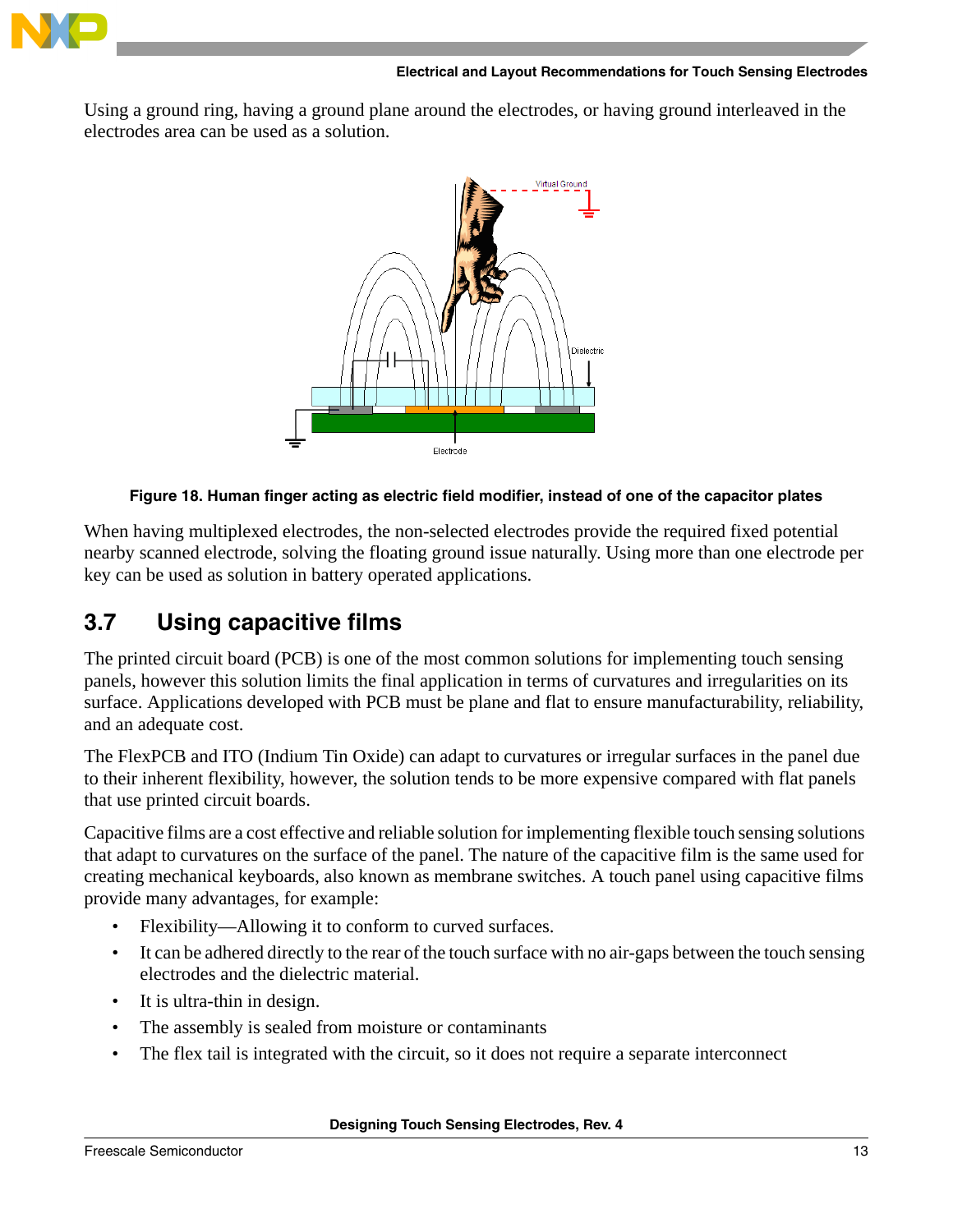Using a ground ring, having a ground plane around the electrodes, or having ground interleaved in the electrodes area can be used as a solution.

Figure 18. Human finger acting as electric field modifier, instead of one of the capacitor plates

When having multiplexed electrodes, the non-selected electrodes provide the required fixed potential nearby scanned electrode, solving the floating ground issue naturally. Using more than one electrode per key can be used as solution in battery operated applications.

## 3.7 Using capacitive films

The printed circuit board (PCB) is one of the most common solutions for implementing touch sensing panels, however this solution limits the final application in terms of curvatures and irregularities on its surface. Applications developed with PCB must be plane and flat to ensure manufacturability, reliability, and an adequate cost.

The FlexPCB and ITO (Indium Tin Oxide) can adapt to curvatures or irregular surfaces in the panel due to their inherent flexibility, however, the solution tends to be more expensive compared with flat panels that use printed circuit boards.

Capacitive films are a cost effective and reliable solution for implementing flexible touch sensing solutions that adapt to curvatures on the surface of the panel. The nature of the capacitive film is the same used for creating mechanical keyboards, also known as membrane switches. A touch panel using capacitive films provide many advantages, for example:

- Flexibility—Allowing it to conform to curved surfaces.
- It can be adhered directly to the rear of the touch surface with no air-gaps between the touch sensing electrodes and the dielectric material.
- It is ultra-thin in design.
- The assembly is sealed from moisture or contaminants
- The flex tail is integrated with the circuit, so it does not require a separate interconnect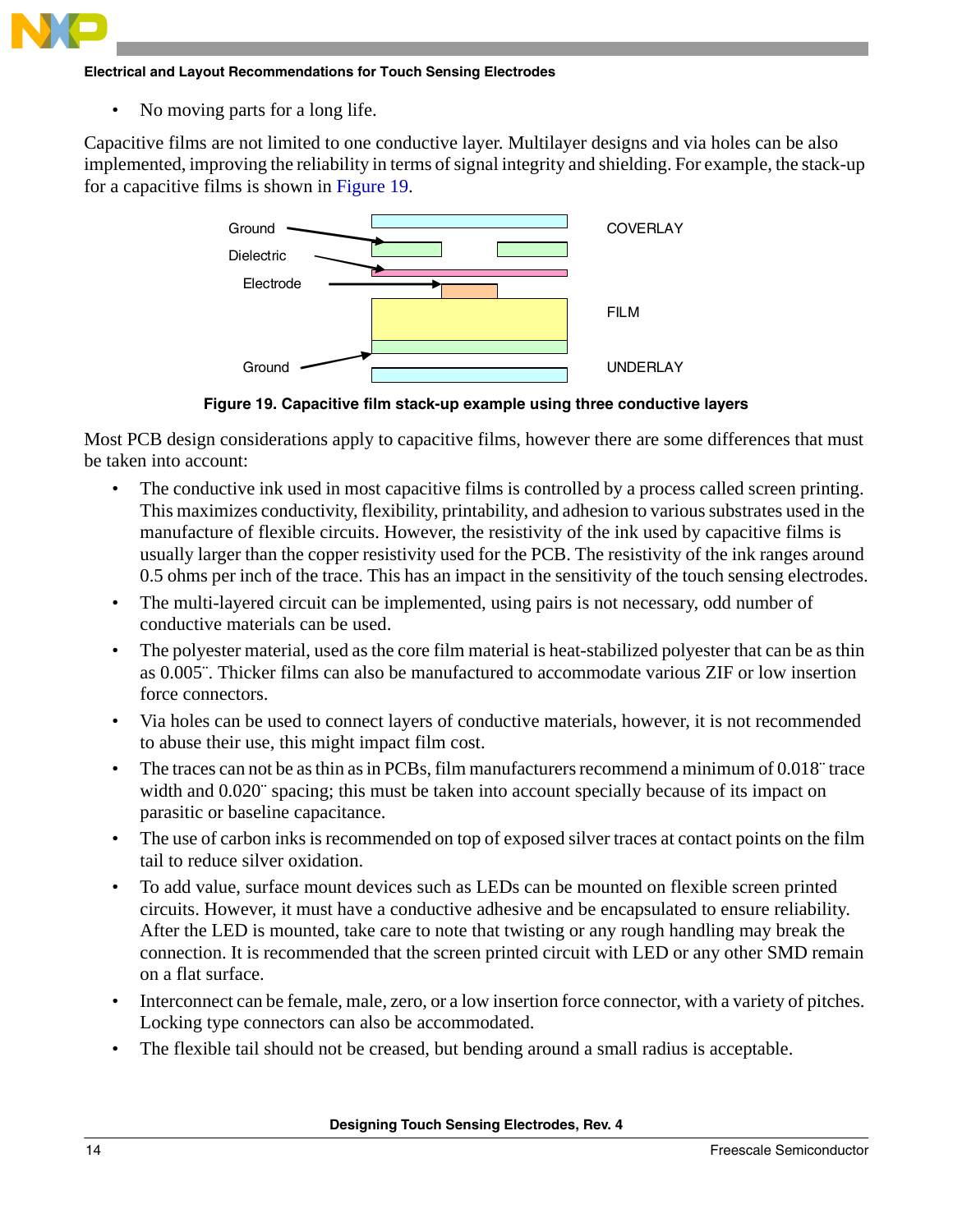- No moving parts for a long life.

Capacitive films are not limited to one conductive layer. Multilayer designs and via holes can be also implemented, improving the reliability in terms of signal integrity and shielding. For example, the stack-up for a capacitive films is shown in Figure 19.

Ground

Dielectric

Electrode

Ground

COVERLAY

FILM

UNDERLAY

**Figure 19. Capacitive film stack-up example using three conductive layers**

Most PCB design considerations apply to capacitive films, however there are some differences that must be taken into account:

- The conductive ink used in most capacitive films is controlled by a process called screen printing. This maximizes conductivity, flexibility, printability, and adhesion to various substrates used in the manufacture of flexible circuits. However, the resistivity of the ink used by capacitive films is usually larger than the copper resistivity used for the PCB. The resistivity of the ink ranges around 0.5 ohms per inch of the trace. This has an impact in the sensitivity of the touch sensing electrodes.
- The multi-layered circuit can be implemented, using pairs is not necessary, odd number of conductive materials can be used.
- The polyester material, used as the core film material is heat-stabilized polyester that can be as thin as 0.005¨. Thicker films can also be manufactured to accommodate various ZIF or low insertion force connectors.
- Via holes can be used to connect layers of conductive materials, however, it is not recommended to abuse their use, this might impact film cost.
- The traces can not be as thin as in PCBs, film manufacturers recommend a minimum of 0.018¨ trace width and 0.020¨ spacing; this must be taken into account specially because of its impact on parasitic or baseline capacitance.
- The use of carbon inks is recommended on top of exposed silver traces at contact points on the film tail to reduce silver oxidation.
- To add value, surface mount devices such as LEDs can be mounted on flexible screen printed circuits. However, it must have a conductive adhesive and be encapsulated to ensure reliability. After the LED is mounted, take care to note that twisting or any rough handling may break the connection. It is recommended that the screen printed circuit with LED or any other SMD remain on a flat surface.
- Interconnect can be female, male, zero, or a low insertion force connector, with a variety of pitches. Locking type connectors can also be accommodated.
- The flexible tail should not be creased, but bending around a small radius is acceptable.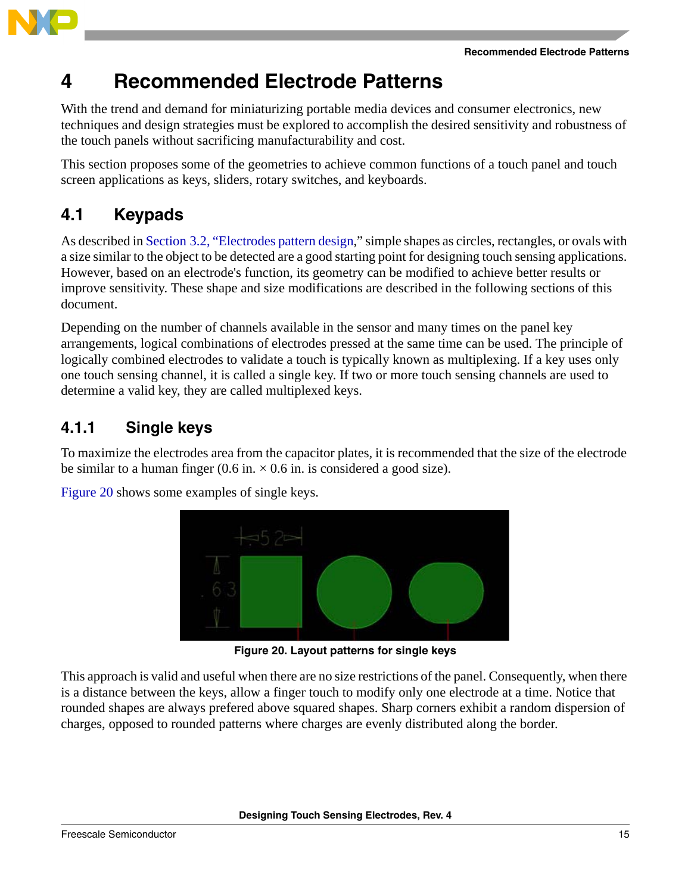# 4 Recommended Electrode Patterns

With the trend and demand for miniaturizing portable media devices and consumer electronics, new techniques and design strategies must be explored to accomplish the desired sensitivity and robustness of the touch panels without sacrificing manufacturability and cost.

This section proposes some of the geometries to achieve common functions of a touch panel and touch screen applications as keys, sliders, rotary switches, and keyboards.

## 4.1 Keypads

As described in Section 3.2, “Electrodes pattern design,” simple shapes as circles, rectangles, or ovals with a size similar to the object to be detected are a good starting point for designing touch sensing applications. However, based on an electrode's function, its geometry can be modified to achieve better results or improve sensitivity. These shape and size modifications are described in the following sections of this document.

Depending on the number of channels available in the sensor and many times on the panel key arrangements, logical combinations of electrodes pressed at the same time can be used. The principle of logically combined electrodes to validate a touch is typically known as multiplexing. If a key uses only one touch sensing channel, it is called a single key. If two or more touch sensing channels are used to determine a valid key, they are called multiplexed keys.

### 4.1.1 Single keys

To maximize the electrodes area from the capacitor plates, it is recommended that the size of the electrode be similar to a human finger (0.6 in. × 0.6 in. is considered a good size).

Figure 20 shows some examples of single keys.

**Figure 20. Layout patterns for single keys**

This approach is valid and useful when there are no size restrictions of the panel. Consequently, when there is a distance between the keys, allow a finger touch to modify only one electrode at a time. Notice that rounded shapes are always prefered above squared shapes. Sharp corners exhibit a random dispersion of charges, opposed to rounded patterns where charges are evenly distributed along the border.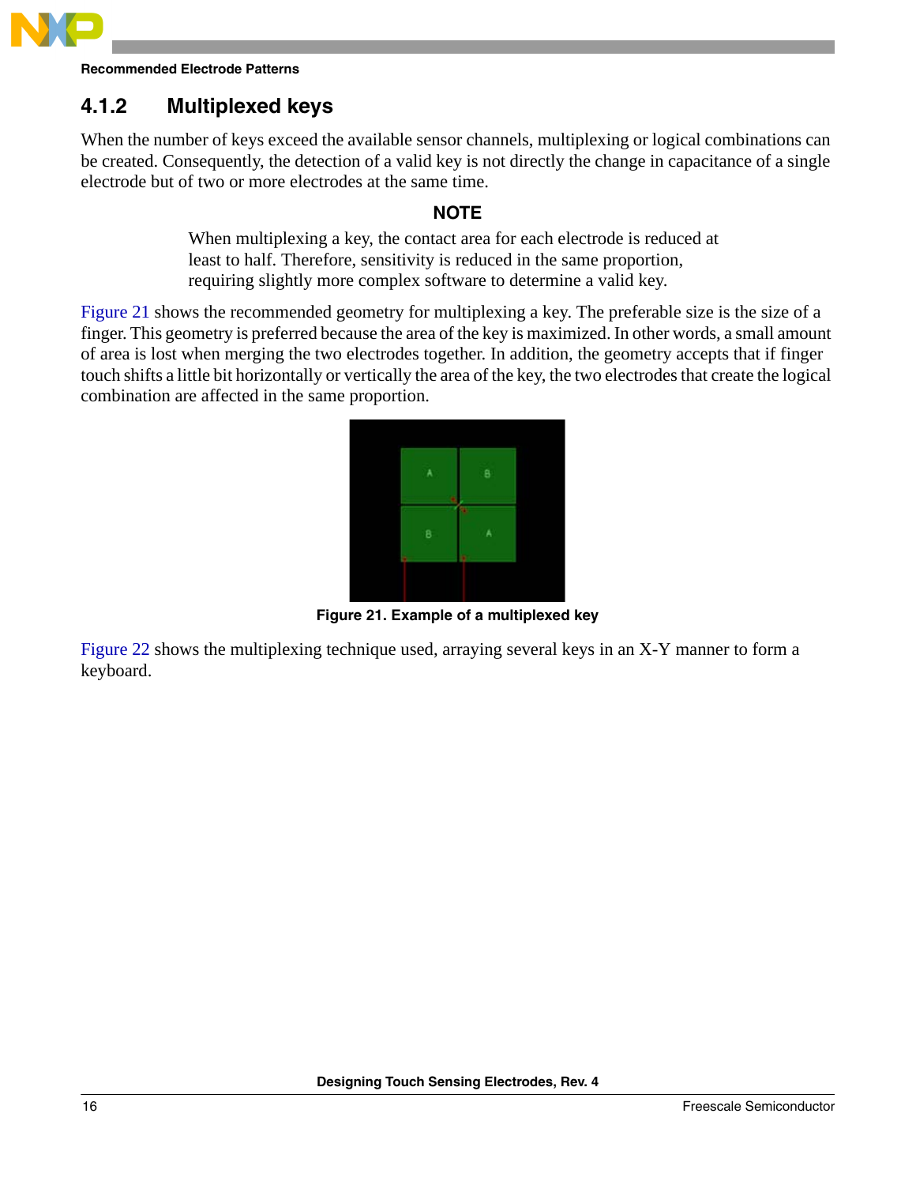### 4.1.2 Multiplexed keys

When the number of keys exceed the available sensor channels, multiplexing or logical combinations can be created. Consequently, the detection of a valid key is not directly the change in capacitance of a single electrode but of two or more electrodes at the same time.

**NOTE**

When multiplexing a key, the contact area for each electrode is reduced at least to half. Therefore, sensitivity is reduced in the same proportion, requiring slightly more complex software to determine a valid key.

Figure 21 shows the recommended geometry for multiplexing a key. The preferable size is the size of a finger. This geometry is preferred because the area of the key is maximized. In other words, a small amount of area is lost when merging the two electrodes together. In addition, the geometry accepts that if finger touch shifts a little bit horizontally or vertically the area of the key, the two electrodes that create the logical combination are affected in the same proportion.

**Figure 21. Example of a multiplexed key**

Figure 22 shows the multiplexing technique used, arraying several keys in an X-Y manner to form a keyboard.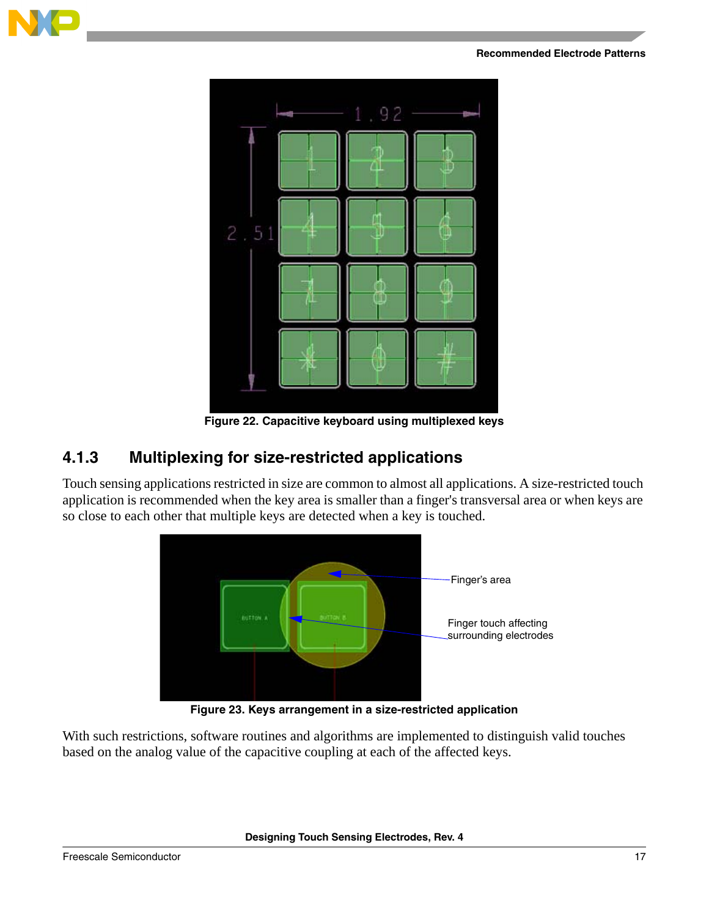Figure 22. Capacitive keyboard using multiplexed keys

### 4.1.3 Multiplexing for size-restricted applications

Touch sensing applications restricted in size are common to almost all applications. A size-restricted touch application is recommended when the key area is smaller than a finger's transversal area or when keys are so close to each other that multiple keys are detected when a key is touched.

Figure 23. Keys arrangement in a size-restricted application

With such restrictions, software routines and algorithms are implemented to distinguish valid touches based on the analog value of the capacitive coupling at each of the affected keys.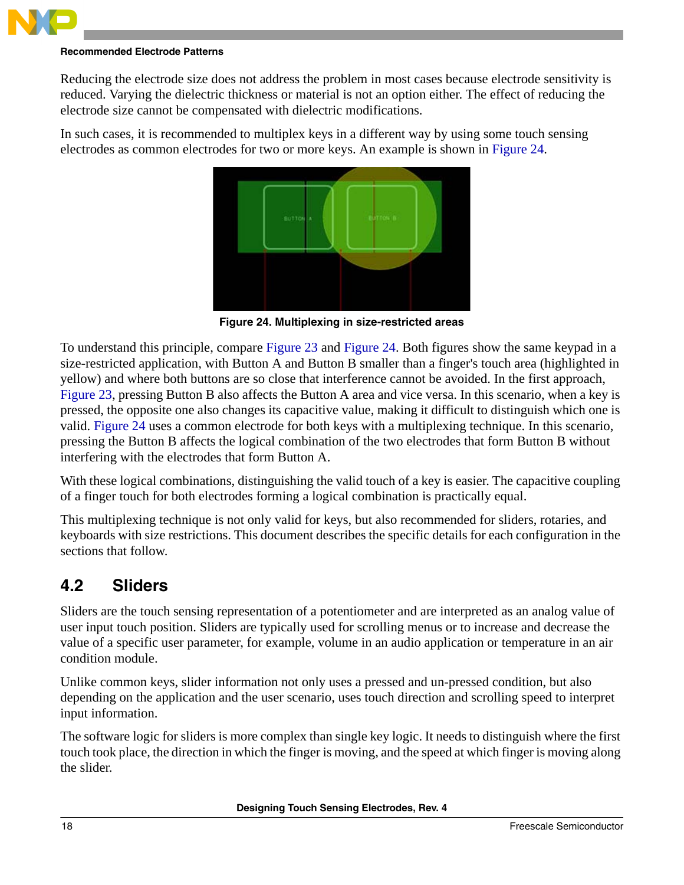Reducing the electrode size does not address the problem in most cases because electrode sensitivity is reduced. Varying the dielectric thickness or material is not an option either. The effect of reducing the electrode size cannot be compensated with dielectric modifications.

In such cases, it is recommended to multiplex keys in a different way by using some touch sensing electrodes as common electrodes for two or more keys. An example is shown in Figure 24.

**Figure 24. Multiplexing in size-restricted areas**

To understand this principle, compare Figure 23 and Figure 24. Both figures show the same keypad in a size-restricted application, with Button A and Button B smaller than a finger's touch area (highlighted in yellow) and where both buttons are so close that interference cannot be avoided. In the first approach, Figure 23, pressing Button B also affects the Button A area and vice versa. In this scenario, when a key is pressed, the opposite one also changes its capacitive value, making it difficult to distinguish which one is valid. Figure 24 uses a common electrode for both keys with a multiplexing technique. In this scenario, pressing the Button B affects the logical combination of the two electrodes that form Button B without interfering with the electrodes that form Button A.

With these logical combinations, distinguishing the valid touch of a key is easier. The capacitive coupling of a finger touch for both electrodes forming a logical combination is practically equal.

This multiplexing technique is not only valid for keys, but also recommended for sliders, rotaries, and keyboards with size restrictions. This document describes the specific details for each configuration in the sections that follow.

## 4.2 Sliders

Sliders are the touch sensing representation of a potentiometer and are interpreted as an analog value of user input touch position. Sliders are typically used for scrolling menus or to increase and decrease the value of a specific user parameter, for example, volume in an audio application or temperature in an air condition module.

Unlike common keys, slider information not only uses a pressed and un-pressed condition, but also depending on the application and the user scenario, uses touch direction and scrolling speed to interpret input information.

The software logic for sliders is more complex than single key logic. It needs to distinguish where the first touch took place, the direction in which the finger is moving, and the speed at which finger is moving along the slider.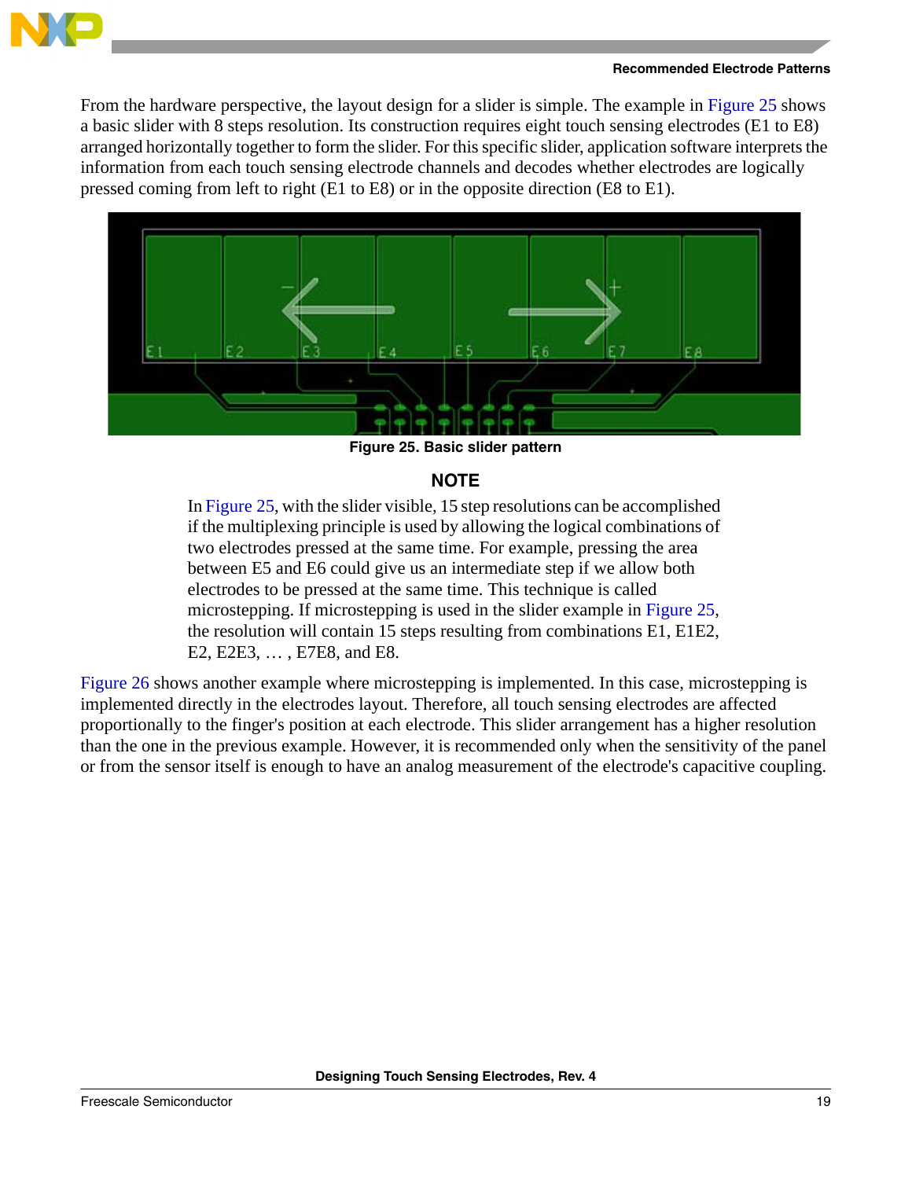From the hardware perspective, the layout design for a slider is simple. The example in Figure 25 shows a basic slider with 8 steps resolution. Its construction requires eight touch sensing electrodes (E1 to E8) arranged horizontally together to form the slider. For this specific slider, application software interprets the information from each touch sensing electrode channels and decodes whether electrodes are logically pressed coming from left to right (E1 to E8) or in the opposite direction (E8 to E1).

**Figure 25. Basic slider pattern**

### NOTE

In Figure 25, with the slider visible, 15 step resolutions can be accomplished if the multiplexing principle is used by allowing the logical combinations of two electrodes pressed at the same time. For example, pressing the area between E5 and E6 could give us an intermediate step if we allow both electrodes to be pressed at the same time. This technique is called microstepping. If microstepping is used in the slider example in Figure 25, the resolution will contain 15 steps resulting from combinations E1, E1E2, E2, E2E3, … , E7E8, and E8.

Figure 26 shows another example where microstepping is implemented. In this case, microstepping is implemented directly in the electrodes layout. Therefore, all touch sensing electrodes are affected proportionally to the finger's position at each electrode. This slider arrangement has a higher resolution than the one in the previous example. However, it is recommended only when the sensitivity of the panel or from the sensor itself is enough to have an analog measurement of the electrode's capacitive coupling.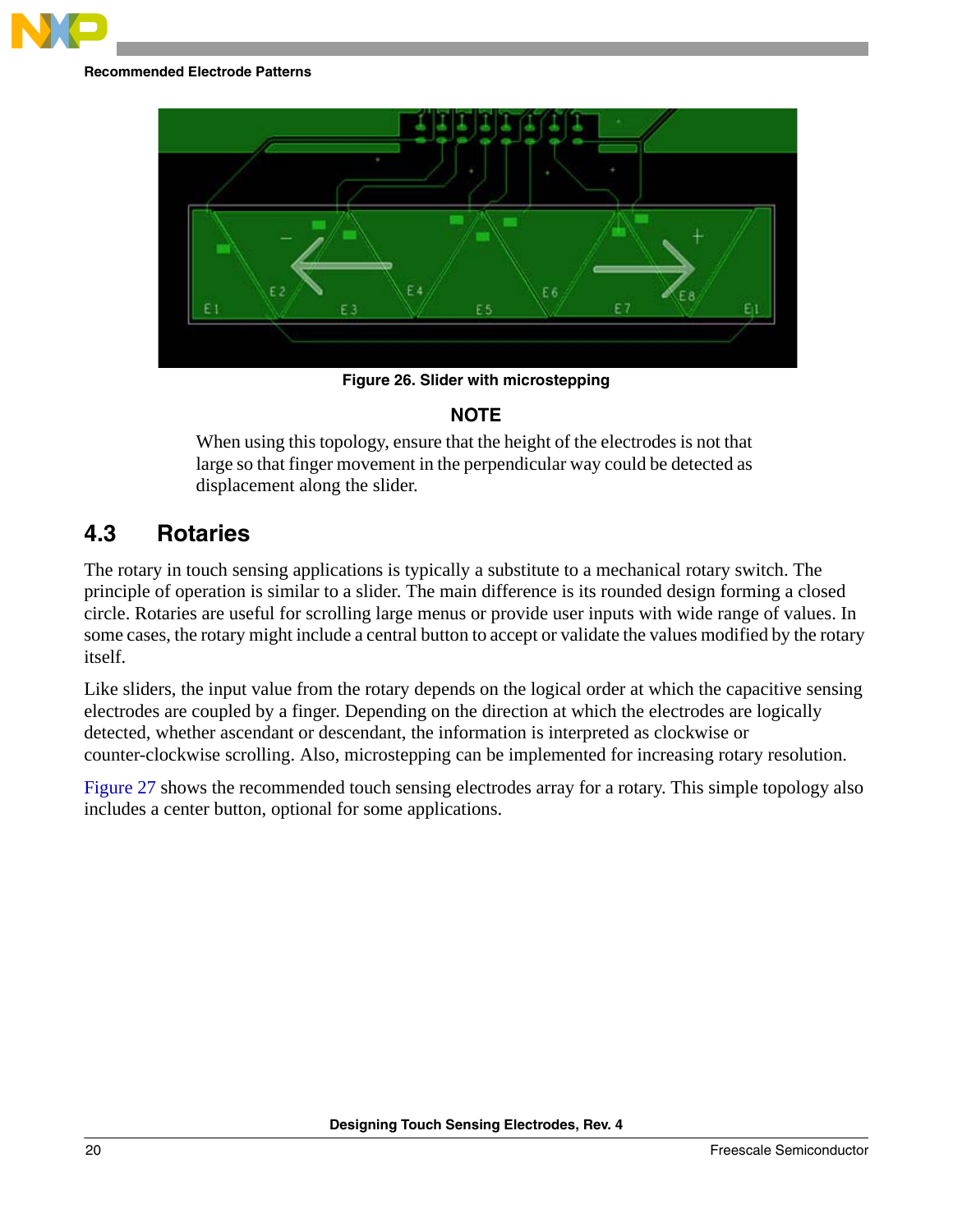Figure 26. Slider with microstepping

**NOTE**

When using this topology, ensure that the height of the electrodes is not that large so that finger movement in the perpendicular way could be detected as displacement along the slider.

## 4.3 Rotaries

The rotary in touch sensing applications is typically a substitute to a mechanical rotary switch. The principle of operation is similar to a slider. The main difference is its rounded design forming a closed circle. Rotaries are useful for scrolling large menus or provide user inputs with wide range of values. In some cases, the rotary might include a central button to accept or validate the values modified by the rotary itself.

Like sliders, the input value from the rotary depends on the logical order at which the capacitive sensing electrodes are coupled by a finger. Depending on the direction at which the electrodes are logically detected, whether ascendant or descendant, the information is interpreted as clockwise or counter-clockwise scrolling. Also, microstepping can be implemented for increasing rotary resolution.

Figure 27 shows the recommended touch sensing electrodes array for a rotary. This simple topology also includes a center button, optional for some applications.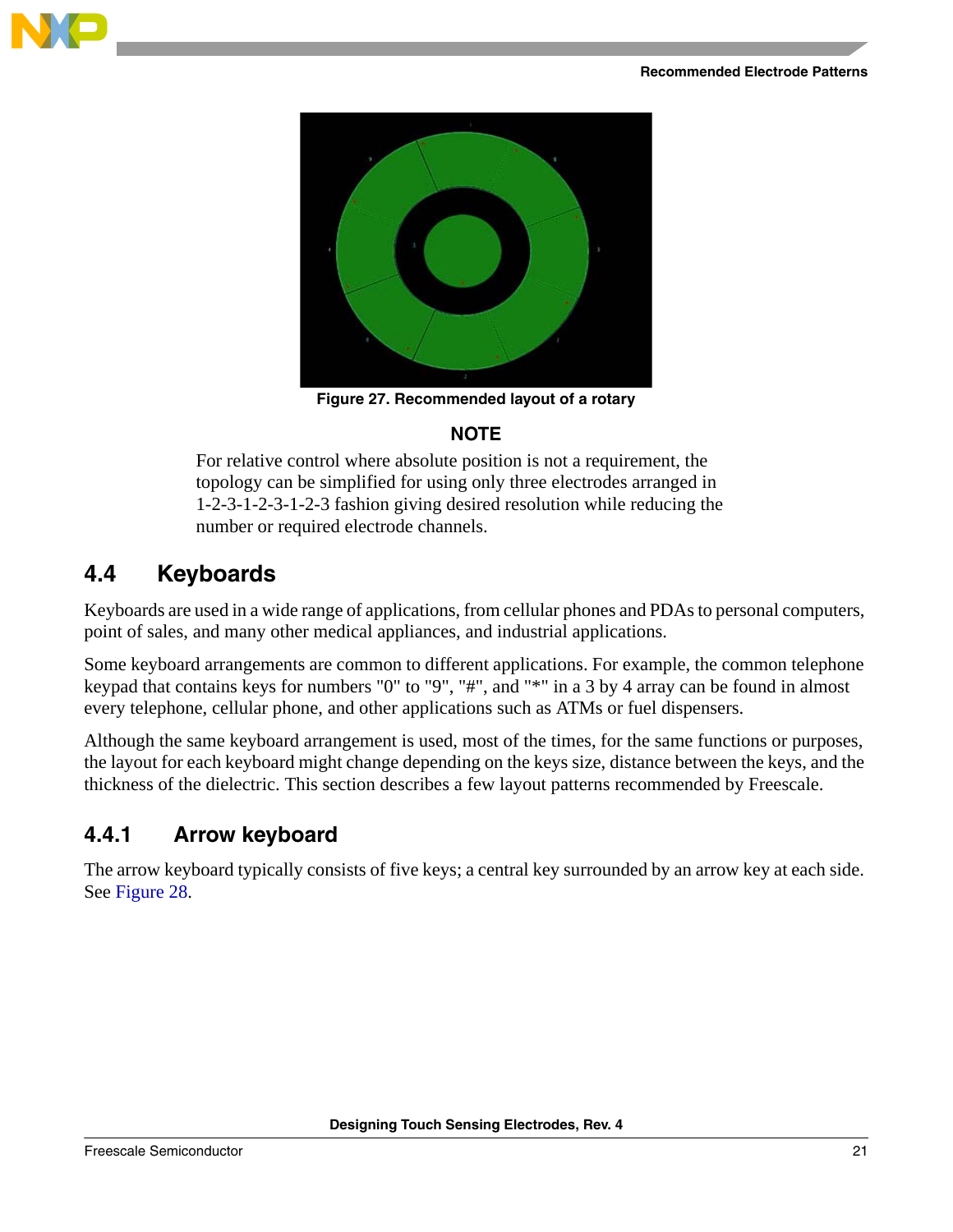Figure 27. Recommended layout of a rotary

**NOTE**

For relative control where absolute position is not a requirement, the topology can be simplified for using only three electrodes arranged in 1-2-3-1-2-3-1-2-3 fashion giving desired resolution while reducing the number or required electrode channels.

## 4.4 Keyboards

Keyboards are used in a wide range of applications, from cellular phones and PDAs to personal computers, point of sales, and many other medical appliances, and industrial applications.

Some keyboard arrangements are common to different applications. For example, the common telephone keypad that contains keys for numbers "0" to "9", "#", and "*" in a 3 by 4 array can be found in almost every telephone, cellular phone, and other applications such as ATMs or fuel dispensers.

Although the same keyboard arrangement is used, most of the times, for the same functions or purposes, the layout for each keyboard might change depending on the keys size, distance between the keys, and the thickness of the dielectric. This section describes a few layout patterns recommended by Freescale.

### 4.4.1 Arrow keyboard

The arrow keyboard typically consists of five keys; a central key surrounded by an arrow key at each side. See Figure 28.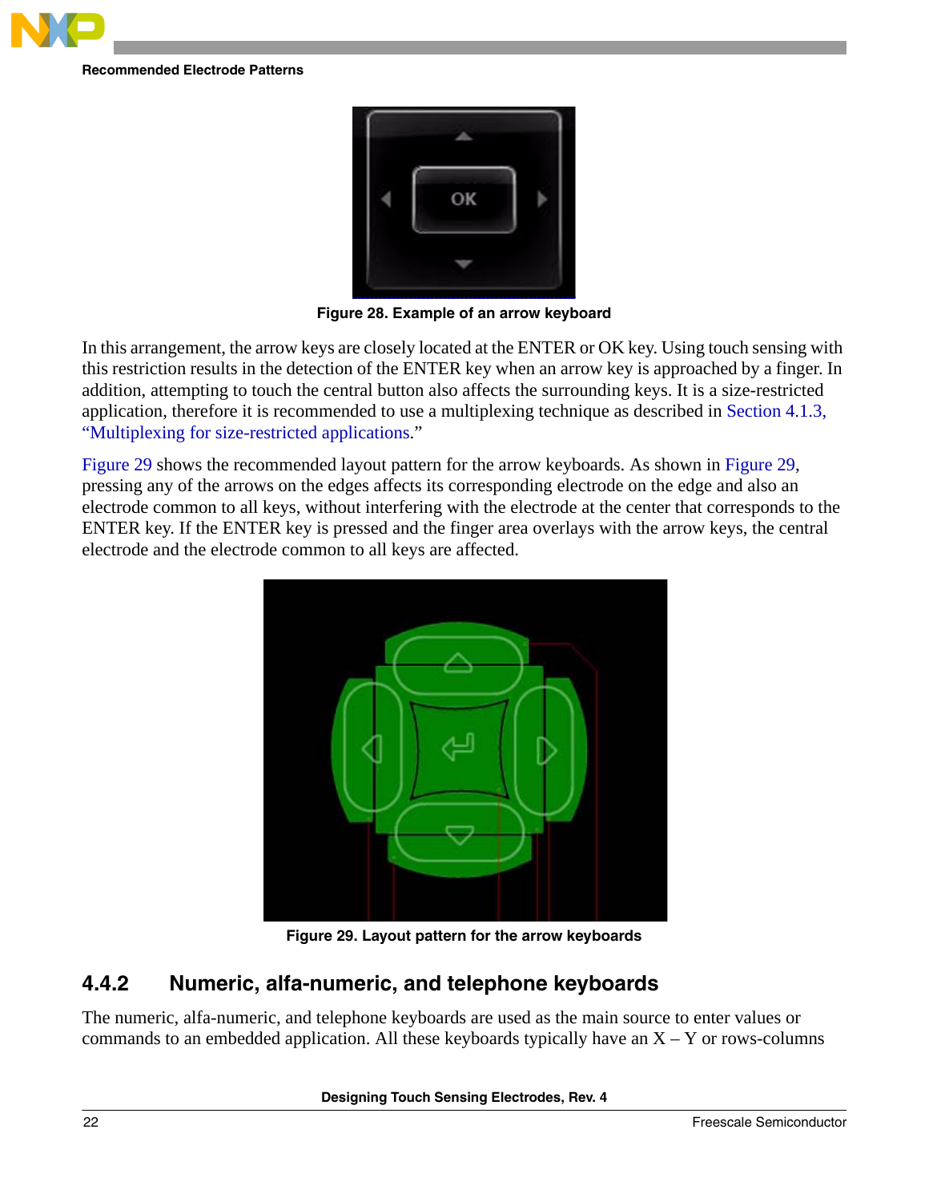Figure 28. Example of an arrow keyboard

In this arrangement, the arrow keys are closely located at the ENTER or OK key. Using touch sensing with this restriction results in the detection of the ENTER key when an arrow key is approached by a finger. In addition, attempting to touch the central button also affects the surrounding keys. It is a size-restricted application, therefore it is recommended to use a multiplexing technique as described in Section 4.1.3, "Multiplexing for size-restricted applications."

Figure 29 shows the recommended layout pattern for the arrow keyboards. As shown in Figure 29, pressing any of the arrows on the edges affects its corresponding electrode on the edge and also an electrode common to all keys, without interfering with the electrode at the center that corresponds to the ENTER key. If the ENTER key is pressed and the finger area overlays with the arrow keys, the central electrode and the electrode common to all keys are affected.

Figure 29. Layout pattern for the arrow keyboards

## 4.4.2 Numeric, alfa-numeric, and telephone keyboards

The numeric, alfa-numeric, and telephone keyboards are used as the main source to enter values or commands to an embedded application. All these keyboards typically have an X – Y or rows-columns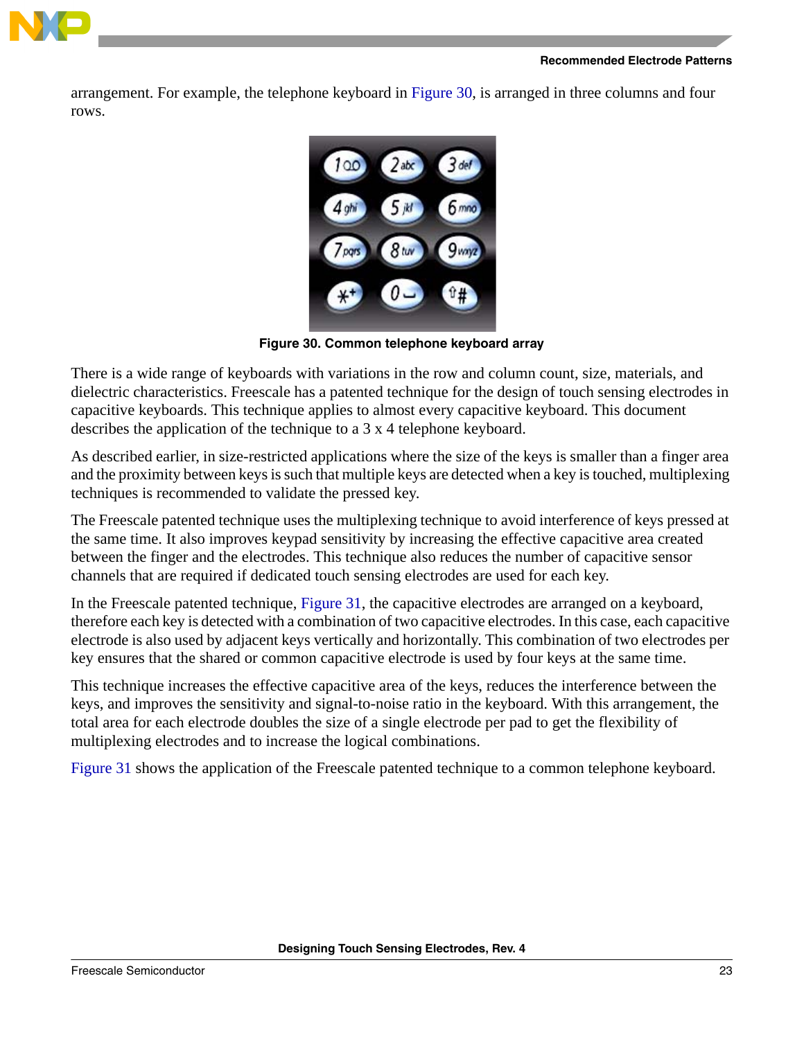arrangement. For example, the telephone keyboard in Figure 30, is arranged in three columns and four rows.

Figure 30. Common telephone keyboard array

There is a wide range of keyboards with variations in the row and column count, size, materials, and dielectric characteristics. Freescale has a patented technique for the design of touch sensing electrodes in capacitive keyboards. This technique applies to almost every capacitive keyboard. This document describes the application of the technique to a 3 x 4 telephone keyboard.

As described earlier, in size-restricted applications where the size of the keys is smaller than a finger area and the proximity between keys is such that multiple keys are detected when a key is touched, multiplexing techniques is recommended to validate the pressed key.

The Freescale patented technique uses the multiplexing technique to avoid interference of keys pressed at the same time. It also improves keypad sensitivity by increasing the effective capacitive area created between the finger and the electrodes. This technique also reduces the number of capacitive sensor channels that are required if dedicated touch sensing electrodes are used for each key.

In the Freescale patented technique, Figure 31, the capacitive electrodes are arranged on a keyboard, therefore each key is detected with a combination of two capacitive electrodes. In this case, each capacitive electrode is also used by adjacent keys vertically and horizontally. This combination of two electrodes per key ensures that the shared or common capacitive electrode is used by four keys at the same time.

This technique increases the effective capacitive area of the keys, reduces the interference between the keys, and improves the sensitivity and signal-to-noise ratio in the keyboard. With this arrangement, the total area for each electrode doubles the size of a single electrode per pad to get the flexibility of multiplexing electrodes and to increase the logical combinations.

Figure 31 shows the application of the Freescale patented technique to a common telephone keyboard.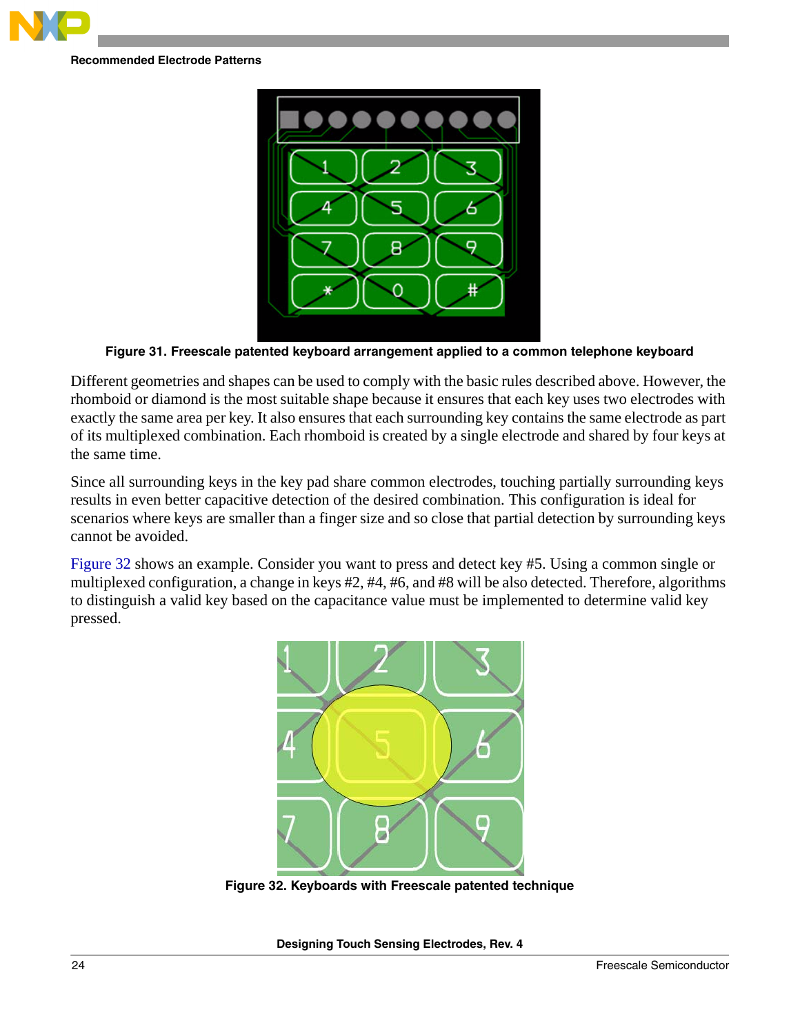Figure 31. Freescale patented keyboard arrangement applied to a common telephone keyboard

Different geometries and shapes can be used to comply with the basic rules described above. However, the rhomboid or diamond is the most suitable shape because it ensures that each key uses two electrodes with exactly the same area per key. It also ensures that each surrounding key contains the same electrode as part of its multiplexed combination. Each rhomboid is created by a single electrode and shared by four keys at the same time.

Since all surrounding keys in the key pad share common electrodes, touching partially surrounding keys results in even better capacitive detection of the desired combination. This configuration is ideal for scenarios where keys are smaller than a finger size and so close that partial detection by surrounding keys cannot be avoided.

Figure 32 shows an example. Consider you want to press and detect key #5. Using a common single or multiplexed configuration, a change in keys #2, #4, #6, and #8 will be also detected. Therefore, algorithms to distinguish a valid key based on the capacitance value must be implemented to determine valid key pressed.

Figure 32. Keyboards with Freescale patented technique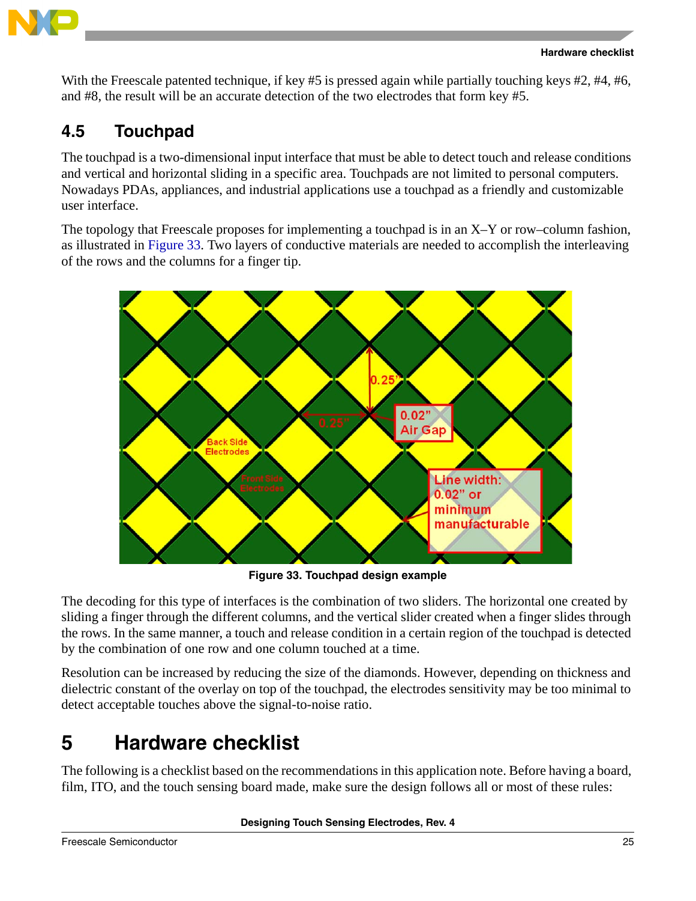With the Freescale patented technique, if key #5 is pressed again while partially touching keys #2, #4, #6, and #8, the result will be an accurate detection of the two electrodes that form key #5.

## 4.5 Touchpad

The touchpad is a two-dimensional input interface that must be able to detect touch and release conditions and vertical and horizontal sliding in a specific area. Touchpads are not limited to personal computers. Nowadays PDAs, appliances, and industrial applications use a touchpad as a friendly and customizable user interface.

The topology that Freescale proposes for implementing a touchpad is in an X–Y or row–column fashion, as illustrated in Figure 33. Two layers of conductive materials are needed to accomplish the interleaving of the rows and the columns for a finger tip.

**Figure 33. Touchpad design example**

The decoding for this type of interfaces is the combination of two sliders. The horizontal one created by sliding a finger through the different columns, and the vertical slider created when a finger slides through the rows. In the same manner, a touch and release condition in a certain region of the touchpad is detected by the combination of one row and one column touched at a time.

Resolution can be increased by reducing the size of the diamonds. However, depending on thickness and dielectric constant of the overlay on top of the touchpad, the electrodes sensitivity may be too minimal to detect acceptable touches above the signal-to-noise ratio.

# 5 Hardware checklist

The following is a checklist based on the recommendations in this application note. Before having a board, film, ITO, and the touch sensing board made, make sure the design follows all or most of these rules: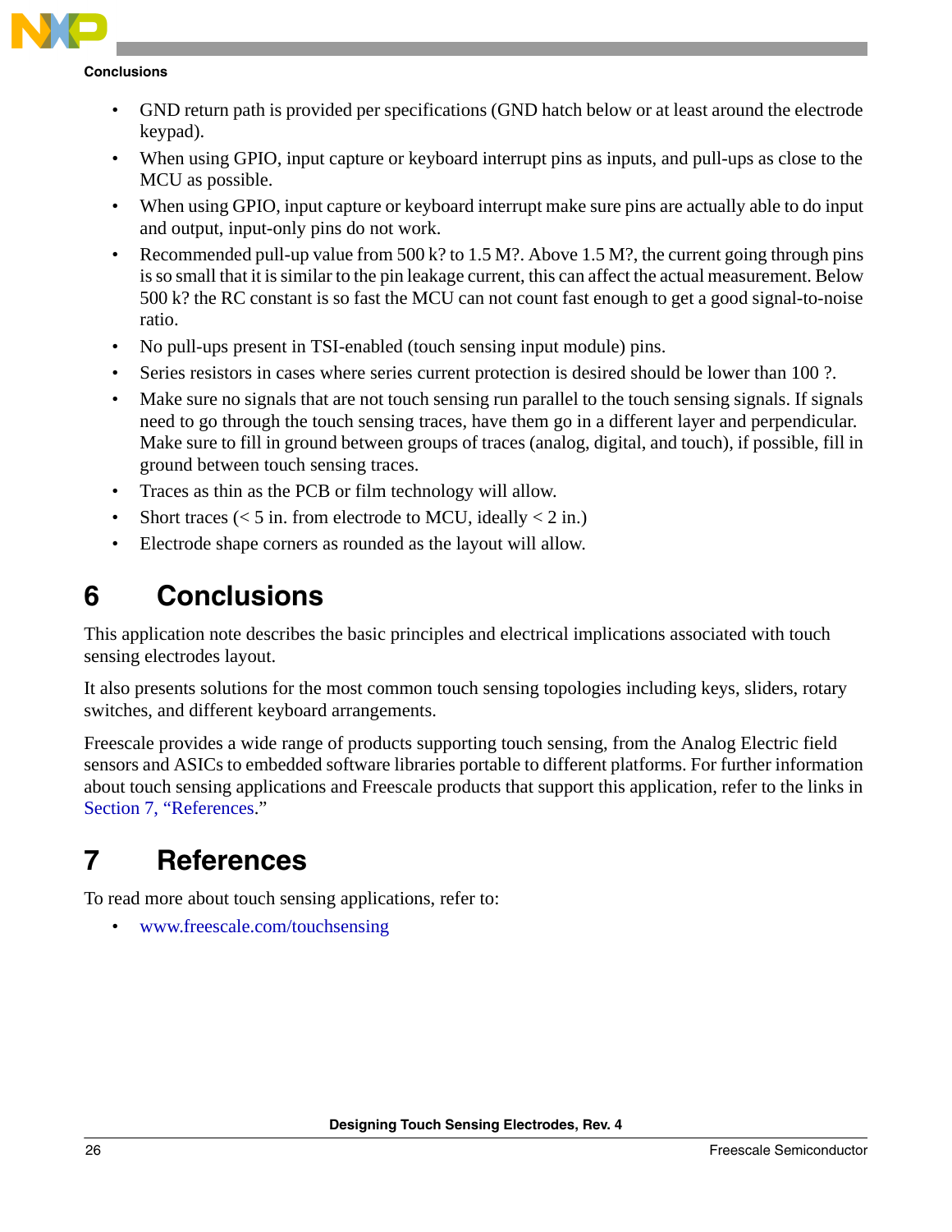- GND return path is provided per specifications (GND hatch below or at least around the electrode keypad).
- When using GPIO, input capture or keyboard interrupt pins as inputs, and pull-ups as close to the MCU as possible.
- When using GPIO, input capture or keyboard interrupt make sure pins are actually able to do input and output, input-only pins do not work.
- Recommended pull-up value from 500 k? to 1.5 M?. Above 1.5 M?, the current going through pins is so small that it is similar to the pin leakage current, this can affect the actual measurement. Below 500 k? the RC constant is so fast the MCU can not count fast enough to get a good signal-to-noise ratio.
- No pull-ups present in TSI-enabled (touch sensing input module) pins.
- Series resistors in cases where series current protection is desired should be lower than 100 ?.
- Make sure no signals that are not touch sensing run parallel to the touch sensing signals. If signals need to go through the touch sensing traces, have them go in a different layer and perpendicular. Make sure to fill in ground between groups of traces (analog, digital, and touch), if possible, fill in ground between touch sensing traces.
- Traces as thin as the PCB or film technology will allow.
- Short traces (< 5 in. from electrode to MCU, ideally < 2 in.)
- Electrode shape corners as rounded as the layout will allow.

# 6 Conclusions

This application note describes the basic principles and electrical implications associated with touch sensing electrodes layout.

It also presents solutions for the most common touch sensing topologies including keys, sliders, rotary switches, and different keyboard arrangements.

Freescale provides a wide range of products supporting touch sensing, from the Analog Electric field sensors and ASICs to embedded software libraries portable to different platforms. For further information about touch sensing applications and Freescale products that support this application, refer to the links in Section 7, "References."

# 7 References

To read more about touch sensing applications, refer to:

- www.freescale.com/touchsensing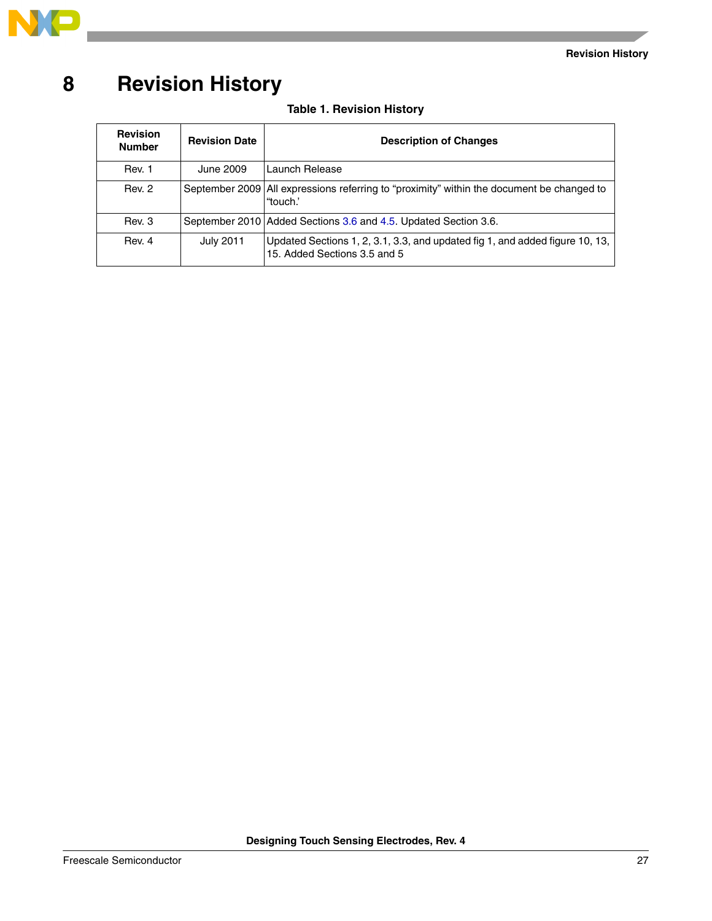# 8 Revision History

**Table 1. Revision History**

| Revision Number | Revision Date | Description of Changes |
|---|---|---|
| Rev. 1 | June 2009 | Launch Release |
| Rev. 2 | September 2009 | All expressions referring to “proximity” within the document be changed to “touch.’ |
| Rev. 3 | September 2010 | Added Sections 3.6 and 4.5. Updated Section 3.6. |
| Rev. 4 | July 2011 | Updated Sections 1, 2, 3.1, 3.3, and updated fig 1, and added figure 10, 13, 15. Added Sections 3.5 and 5 |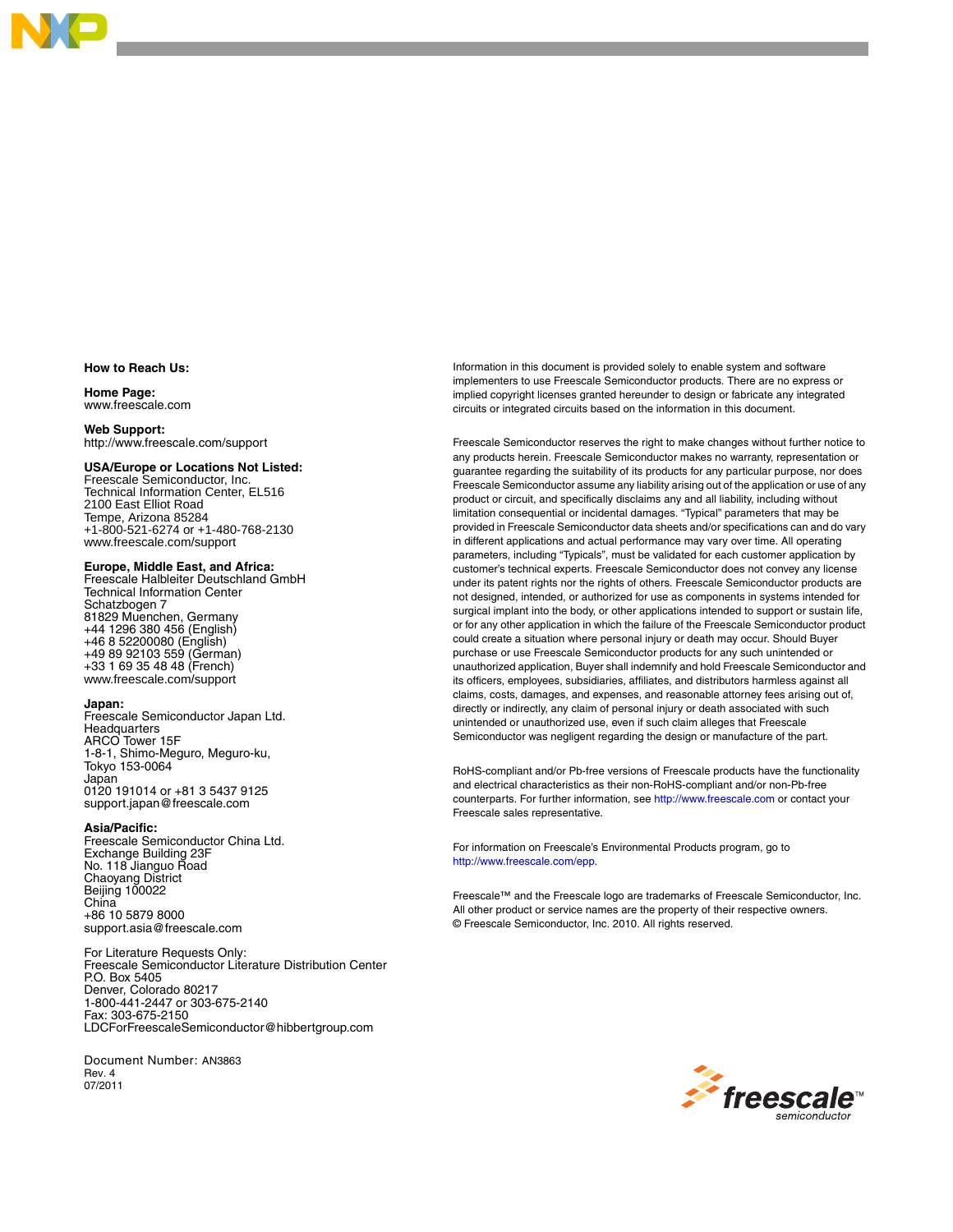**How to Reach Us:**

**Home Page:**
www.freescale.com

**Web Support:**
http://www.freescale.com/support

**USA/Europe or Locations Not Listed:**
Freescale Semiconductor, Inc.
Technical Information Center, EL516
2100 East Elliot Road
Tempe, Arizona 85284
+1-800-521-6274 or +1-480-768-2130
www.freescale.com/support

**Europe, Middle East, and Africa:**
Freescale Halbleiter Deutschland GmbH
Technical Information Center
Schatzbogen 7
81829 Muenchen, Germany
+44 1296 380 456 (English)
+46 8 52200080 (English)
+49 89 92103 559 (German)
+33 1 69 35 48 48 (French)
www.freescale.com/support

**Japan:**
Freescale Semiconductor Japan Ltd.
Headquarters
ARCO Tower 15F
1-8-1, Shimo-Meguro, Meguro-ku,
Tokyo 153-0064
Japan
0120 191014 or +81 3 5437 9125
support.japan@freescale.com

**Asia/Pacific:**
Freescale Semiconductor China Ltd.
Exchange Building 23F
No. 118 Jianguo Road
Chaoyang District
Beijing 100022
China
+86 10 5879 8000
support.asia@freescale.com

For Literature Requests Only:
Freescale Semiconductor Literature Distribution Center
P.O. Box 5405
Denver, Colorado 80217
1-800-441-2447 or 303-675-2140
Fax: 303-675-2150
LDCForFreescaleSemiconductor@hibbertgroup.com

Document Number: AN3863
Rev. 4
07/2011

Information in this document is provided solely to enable system and software implementers to use Freescale Semiconductor products. There are no express or implied copyright licenses granted hereunder to design or fabricate any integrated circuits or integrated circuits based on the information in this document.

Freescale Semiconductor reserves the right to make changes without further notice to any products herein. Freescale Semiconductor makes no warranty, representation or guarantee regarding the suitability of its products for any particular purpose, nor does Freescale Semiconductor assume any liability arising out of the application or use of any product or circuit, and specifically disclaims any and all liability, including without limitation consequential or incidental damages. "Typical" parameters that may be provided in Freescale Semiconductor data sheets and/or specifications can and do vary in different applications and actual performance may vary over time. All operating parameters, including "Typicals", must be validated for each customer application by customer's technical experts. Freescale Semiconductor does not convey any license under its patent rights nor the rights of others. Freescale Semiconductor products are not designed, intended, or authorized for use as components in systems intended for surgical implant into the body, or other applications intended to support or sustain life, or for any other application in which the failure of the Freescale Semiconductor product could create a situation where personal injury or death may occur. Should Buyer purchase or use Freescale Semiconductor products for any such unintended or unauthorized application, Buyer shall indemnify and hold Freescale Semiconductor and its officers, employees, subsidiaries, affiliates, and distributors harmless against all claims, costs, damages, and expenses, and reasonable attorney fees arising out of, directly or indirectly, any claim of personal injury or death associated with such unintended or unauthorized use, even if such claim alleges that Freescale Semiconductor was negligent regarding the design or manufacture of the part.

RoHS-compliant and/or Pb-free versions of Freescale products have the functionality and electrical characteristics as their non-RoHS-compliant and/or non-Pb-free counterparts. For further information, see http://www.freescale.com or contact your Freescale sales representative.

For information on Freescale's Environmental Products program, go to http://www.freescale.com/epp.

Freescale™ and the Freescale logo are trademarks of Freescale Semiconductor, Inc. All other product or service names are the property of their respective owners.
© Freescale Semiconductor, Inc. 2010. All rights reserved.